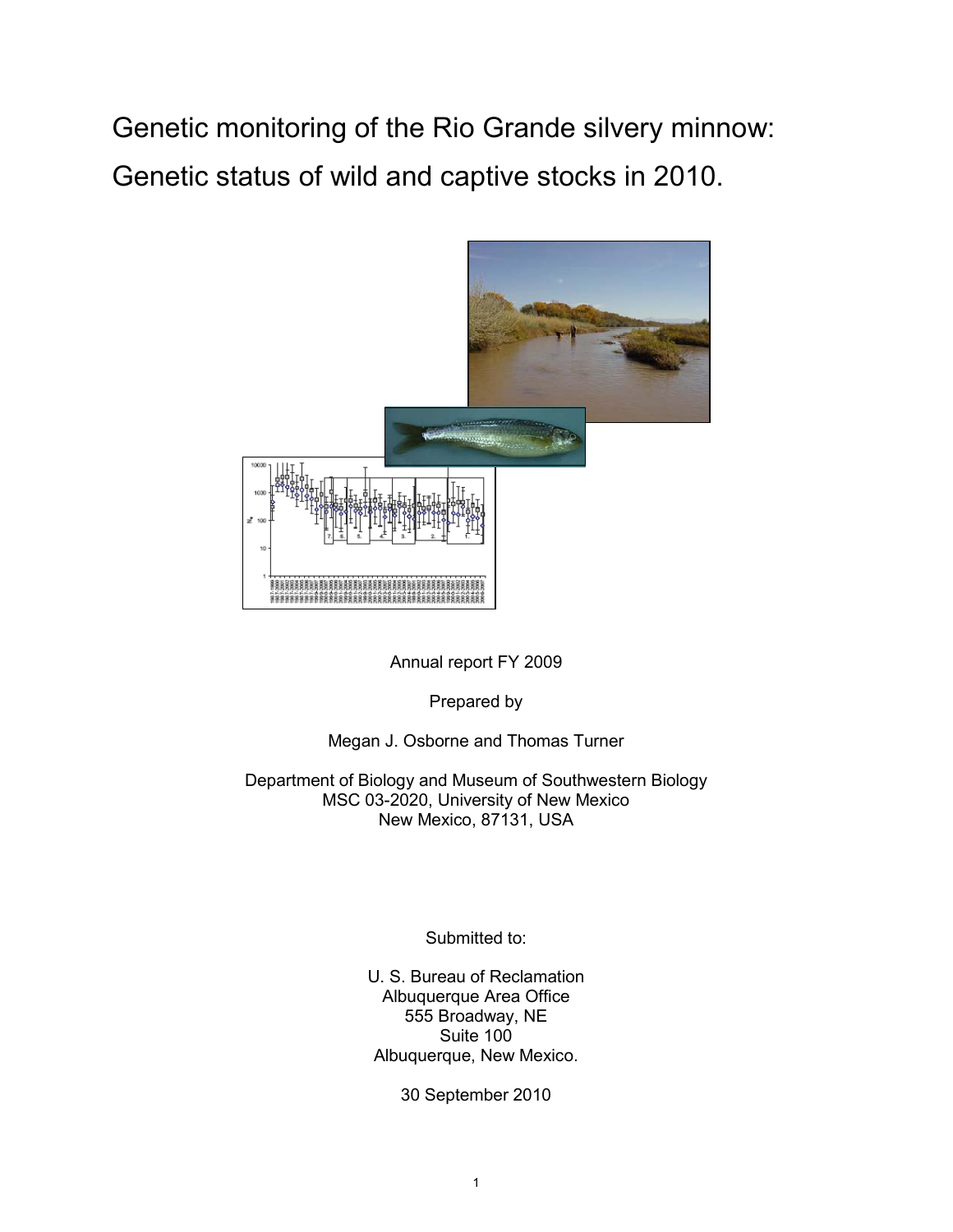# Genetic monitoring of the Rio Grande silvery minnow: Genetic status of wild and captive stocks in 2010.

Annual report FY 2009

Prepared by

Megan J. Osborne and Thomas Turner

Department of Biology and Museum of Southwestern Biology
MSC 03-2020, University of New Mexico
New Mexico, 87131, USA

Submitted to:

U. S. Bureau of Reclamation
Albuquerque Area Office
555 Broadway, NE
Suite 100
Albuquerque, New Mexico.

30 September 2010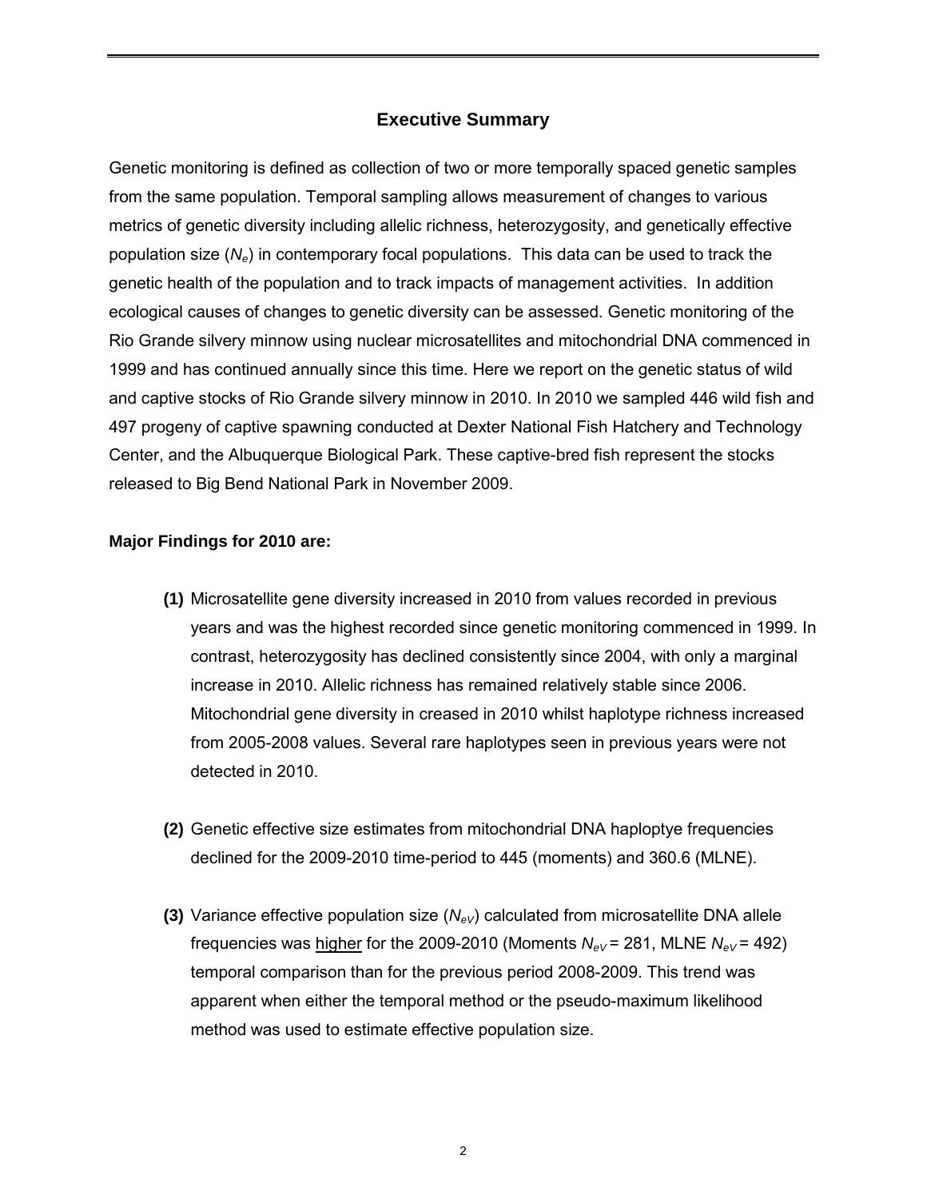## Executive Summary

Genetic monitoring is defined as collection of two or more temporally spaced genetic samples from the same population. Temporal sampling allows measurement of changes to various metrics of genetic diversity including allelic richness, heterozygosity, and genetically effective population size ($N_e$) in contemporary focal populations. This data can be used to track the genetic health of the population and to track impacts of management activities. In addition ecological causes of changes to genetic diversity can be assessed. Genetic monitoring of the Rio Grande silvery minnow using nuclear microsatellites and mitochondrial DNA commenced in 1999 and has continued annually since this time. Here we report on the genetic status of wild and captive stocks of Rio Grande silvery minnow in 2010. In 2010 we sampled 446 wild fish and 497 progeny of captive spawning conducted at Dexter National Fish Hatchery and Technology Center, and the Albuquerque Biological Park. These captive-bred fish represent the stocks released to Big Bend National Park in November 2009.

**Major Findings for 2010 are:**

**(1)** Microsatellite gene diversity increased in 2010 from values recorded in previous years and was the highest recorded since genetic monitoring commenced in 1999. In contrast, heterozygosity has declined consistently since 2004, with only a marginal increase in 2010. Allelic richness has remained relatively stable since 2006. Mitochondrial gene diversity in creased in 2010 whilst haplotype richness increased from 2005-2008 values. Several rare haplotypes seen in previous years were not detected in 2010.

**(2)** Genetic effective size estimates from mitochondrial DNA haploptye frequencies declined for the 2009-2010 time-period to 445 (moments) and 360.6 (MLNE).

**(3)** Variance effective population size ($N_{eV}$) calculated from microsatellite DNA allele frequencies was higher for the 2009-2010 (Moments $N_{eV}$ = 281, MLNE $N_{eV}$ = 492) temporal comparison than for the previous period 2008-2009. This trend was apparent when either the temporal method or the pseudo-maximum likelihood method was used to estimate effective population size.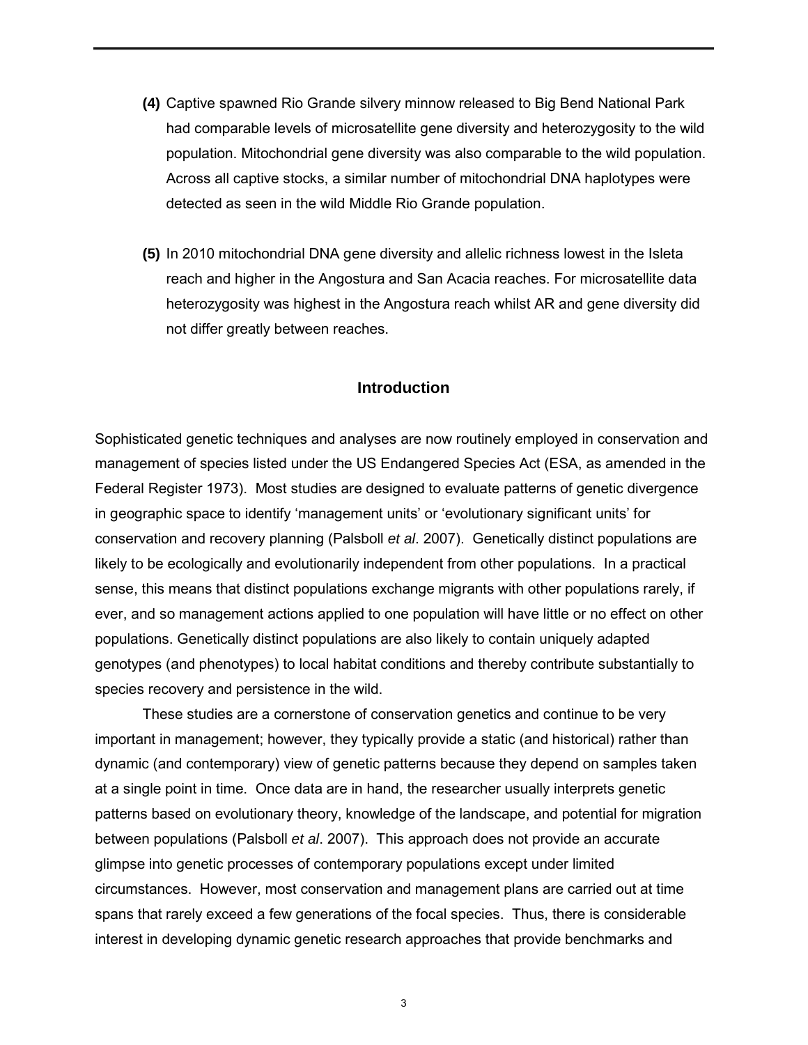**(4)** Captive spawned Rio Grande silvery minnow released to Big Bend National Park had comparable levels of microsatellite gene diversity and heterozygosity to the wild population. Mitochondrial gene diversity was also comparable to the wild population. Across all captive stocks, a similar number of mitochondrial DNA haplotypes were detected as seen in the wild Middle Rio Grande population.

**(5)** In 2010 mitochondrial DNA gene diversity and allelic richness lowest in the Isleta reach and higher in the Angostura and San Acacia reaches. For microsatellite data heterozygosity was highest in the Angostura reach whilst AR and gene diversity did not differ greatly between reaches.

## Introduction

Sophisticated genetic techniques and analyses are now routinely employed in conservation and management of species listed under the US Endangered Species Act (ESA, as amended in the Federal Register 1973). Most studies are designed to evaluate patterns of genetic divergence in geographic space to identify 'management units' or 'evolutionary significant units' for conservation and recovery planning (Palsboll *et al*. 2007). Genetically distinct populations are likely to be ecologically and evolutionarily independent from other populations. In a practical sense, this means that distinct populations exchange migrants with other populations rarely, if ever, and so management actions applied to one population will have little or no effect on other populations. Genetically distinct populations are also likely to contain uniquely adapted genotypes (and phenotypes) to local habitat conditions and thereby contribute substantially to species recovery and persistence in the wild.

These studies are a cornerstone of conservation genetics and continue to be very important in management; however, they typically provide a static (and historical) rather than dynamic (and contemporary) view of genetic patterns because they depend on samples taken at a single point in time. Once data are in hand, the researcher usually interprets genetic patterns based on evolutionary theory, knowledge of the landscape, and potential for migration between populations (Palsboll *et al*. 2007). This approach does not provide an accurate glimpse into genetic processes of contemporary populations except under limited circumstances. However, most conservation and management plans are carried out at time spans that rarely exceed a few generations of the focal species. Thus, there is considerable interest in developing dynamic genetic research approaches that provide benchmarks and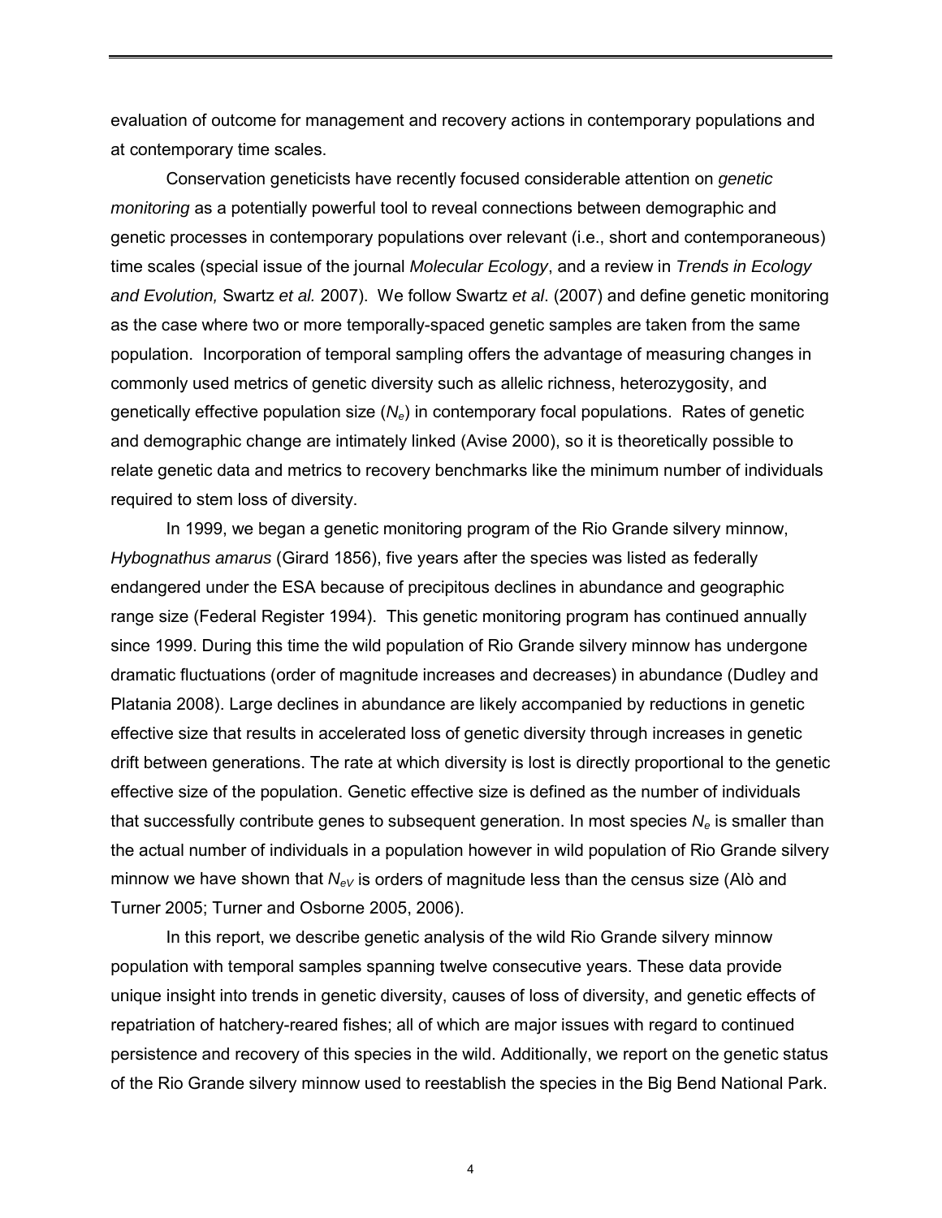evaluation of outcome for management and recovery actions in contemporary populations and at contemporary time scales.

Conservation geneticists have recently focused considerable attention on *genetic monitoring* as a potentially powerful tool to reveal connections between demographic and genetic processes in contemporary populations over relevant (i.e., short and contemporaneous) time scales (special issue of the journal *Molecular Ecology*, and a review in *Trends in Ecology and Evolution,* Swartz *et al.* 2007). We follow Swartz *et al*. (2007) and define genetic monitoring as the case where two or more temporally-spaced genetic samples are taken from the same population. Incorporation of temporal sampling offers the advantage of measuring changes in commonly used metrics of genetic diversity such as allelic richness, heterozygosity, and genetically effective population size ($N_e$) in contemporary focal populations. Rates of genetic and demographic change are intimately linked (Avise 2000), so it is theoretically possible to relate genetic data and metrics to recovery benchmarks like the minimum number of individuals required to stem loss of diversity.

In 1999, we began a genetic monitoring program of the Rio Grande silvery minnow, *Hybognathus amarus* (Girard 1856), five years after the species was listed as federally endangered under the ESA because of precipitous declines in abundance and geographic range size (Federal Register 1994). This genetic monitoring program has continued annually since 1999. During this time the wild population of Rio Grande silvery minnow has undergone dramatic fluctuations (order of magnitude increases and decreases) in abundance (Dudley and Platania 2008). Large declines in abundance are likely accompanied by reductions in genetic effective size that results in accelerated loss of genetic diversity through increases in genetic drift between generations. The rate at which diversity is lost is directly proportional to the genetic effective size of the population. Genetic effective size is defined as the number of individuals that successfully contribute genes to subsequent generation. In most species $N_e$ is smaller than the actual number of individuals in a population however in wild population of Rio Grande silvery minnow we have shown that $N_{eV}$ is orders of magnitude less than the census size (Alò and Turner 2005; Turner and Osborne 2005, 2006).

In this report, we describe genetic analysis of the wild Rio Grande silvery minnow population with temporal samples spanning twelve consecutive years. These data provide unique insight into trends in genetic diversity, causes of loss of diversity, and genetic effects of repatriation of hatchery-reared fishes; all of which are major issues with regard to continued persistence and recovery of this species in the wild. Additionally, we report on the genetic status of the Rio Grande silvery minnow used to reestablish the species in the Big Bend National Park.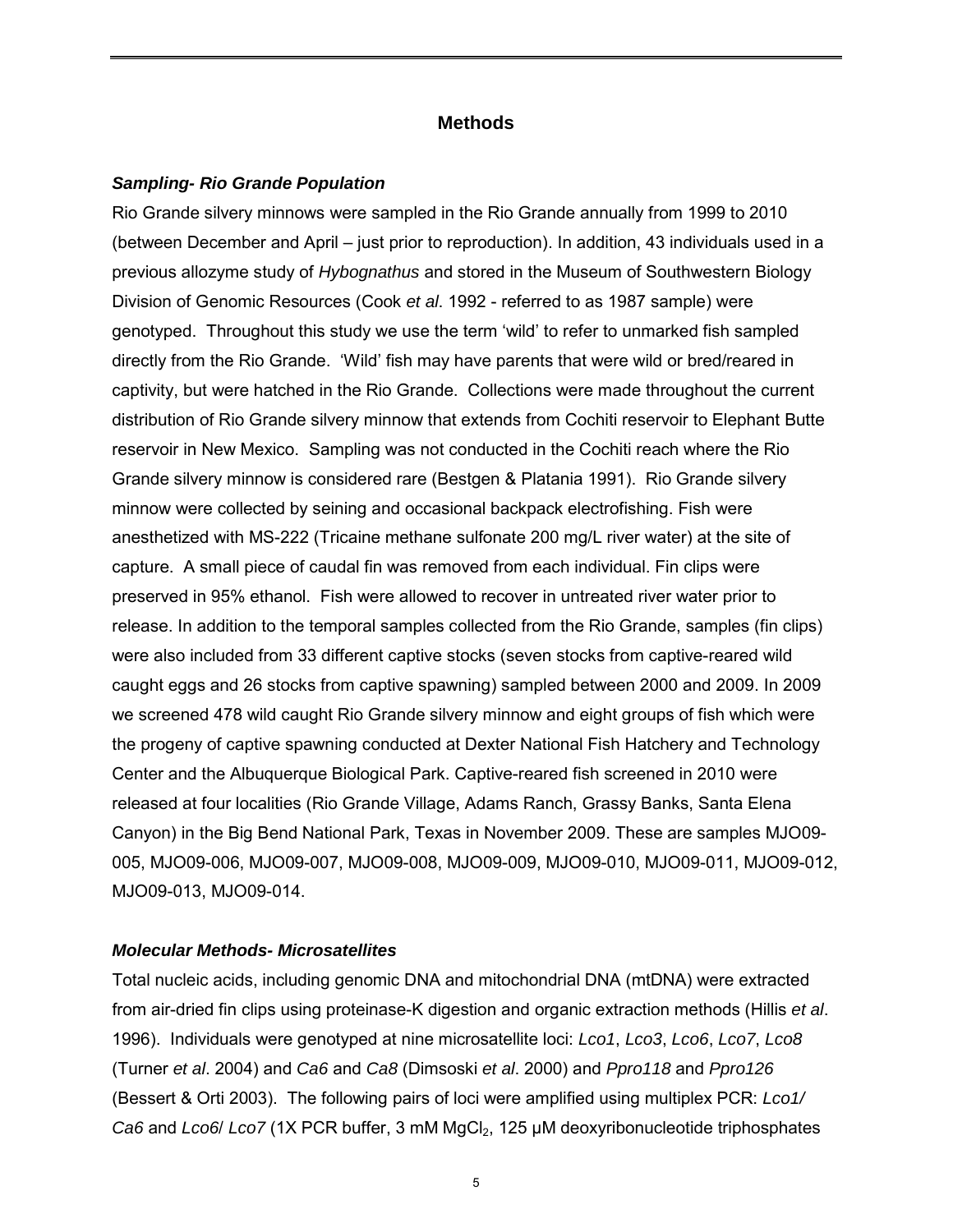## Methods

### *Sampling- Rio Grande Population*

Rio Grande silvery minnows were sampled in the Rio Grande annually from 1999 to 2010 (between December and April – just prior to reproduction). In addition, 43 individuals used in a previous allozyme study of *Hybognathus* and stored in the Museum of Southwestern Biology Division of Genomic Resources (Cook *et al*. 1992 - referred to as 1987 sample) were genotyped. Throughout this study we use the term 'wild' to refer to unmarked fish sampled directly from the Rio Grande. 'Wild' fish may have parents that were wild or bred/reared in captivity, but were hatched in the Rio Grande. Collections were made throughout the current distribution of Rio Grande silvery minnow that extends from Cochiti reservoir to Elephant Butte reservoir in New Mexico. Sampling was not conducted in the Cochiti reach where the Rio Grande silvery minnow is considered rare (Bestgen & Platania 1991). Rio Grande silvery minnow were collected by seining and occasional backpack electrofishing. Fish were anesthetized with MS-222 (Tricaine methane sulfonate 200 mg/L river water) at the site of capture. A small piece of caudal fin was removed from each individual. Fin clips were preserved in 95% ethanol. Fish were allowed to recover in untreated river water prior to release. In addition to the temporal samples collected from the Rio Grande, samples (fin clips) were also included from 33 different captive stocks (seven stocks from captive-reared wild caught eggs and 26 stocks from captive spawning) sampled between 2000 and 2009. In 2009 we screened 478 wild caught Rio Grande silvery minnow and eight groups of fish which were the progeny of captive spawning conducted at Dexter National Fish Hatchery and Technology Center and the Albuquerque Biological Park. Captive-reared fish screened in 2010 were released at four localities (Rio Grande Village, Adams Ranch, Grassy Banks, Santa Elena Canyon) in the Big Bend National Park, Texas in November 2009. These are samples MJO09-005, MJO09-006, MJO09-007, MJO09-008, MJO09-009, MJO09-010, MJO09-011, MJO09-012, MJO09-013, MJO09-014.

### *Molecular Methods- Microsatellites*

Total nucleic acids, including genomic DNA and mitochondrial DNA (mtDNA) were extracted from air-dried fin clips using proteinase-K digestion and organic extraction methods (Hillis *et al*. 1996). Individuals were genotyped at nine microsatellite loci: *Lco1*, *Lco3*, *Lco6*, *Lco7*, *Lco8* (Turner *et al*. 2004) and *Ca6* and *Ca8* (Dimsoski *et al*. 2000) and *Ppro118* and *Ppro126* (Bessert & Orti 2003). The following pairs of loci were amplified using multiplex PCR: *Lco1/ Ca6* and *Lco6*/ *Lco7* (1X PCR buffer, 3 mM $MgCl_2$, 125 µM deoxyribonucleotide triphosphates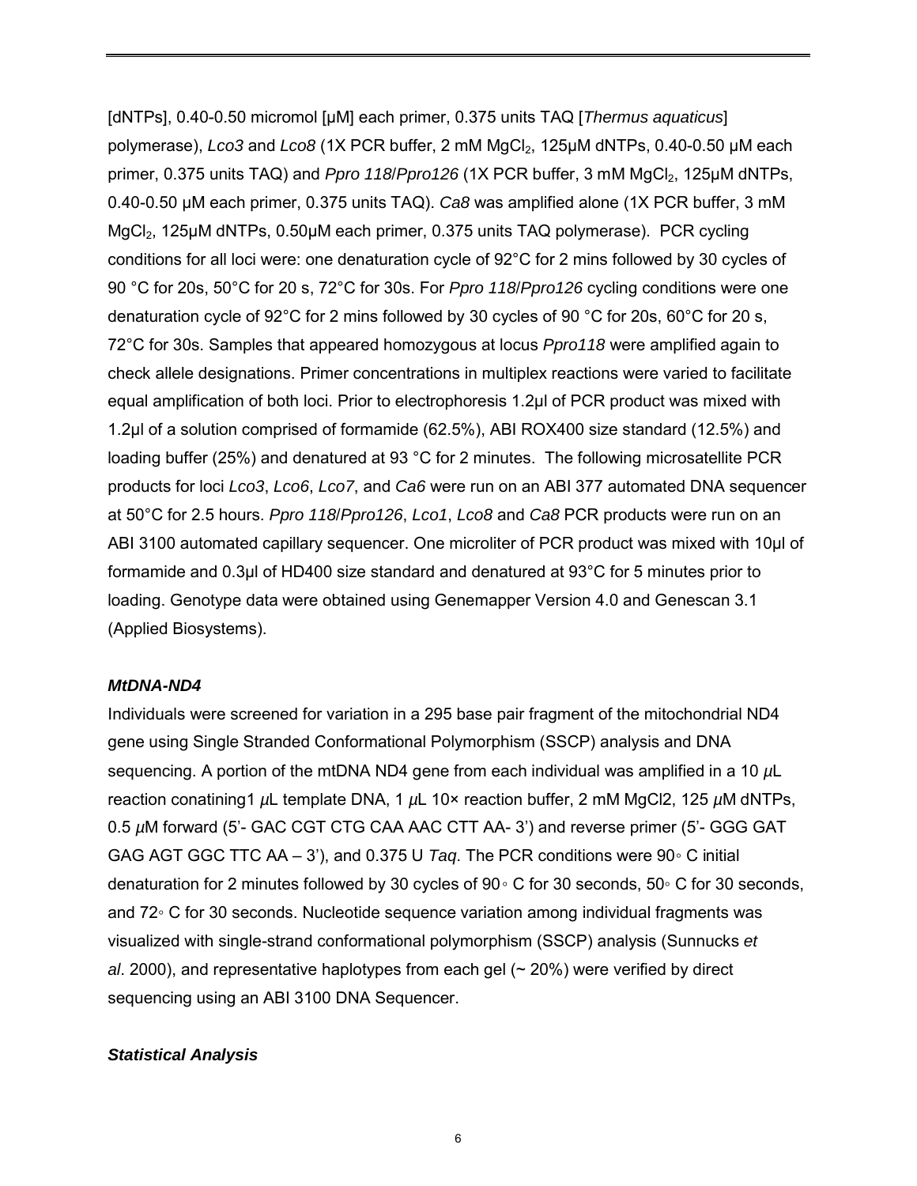[dNTPs], 0.40-0.50 micromol [μM] each primer, 0.375 units TAQ [*Thermus aquaticus*] polymerase), *Lco3* and *Lco8* (1X PCR buffer, 2 mM $MgCl_2$, 125μM dNTPs, 0.40-0.50 μM each primer, 0.375 units TAQ) and *Ppro 118*/*Ppro126* (1X PCR buffer, 3 mM $MgCl_2$, 125μM dNTPs, 0.40-0.50 μM each primer, 0.375 units TAQ). *Ca8* was amplified alone (1X PCR buffer, 3 mM $MgCl_2$, 125μM dNTPs, 0.50μM each primer, 0.375 units TAQ polymerase). PCR cycling conditions for all loci were: one denaturation cycle of 92°C for 2 mins followed by 30 cycles of 90 °C for 20s, 50°C for 20 s, 72°C for 30s. For *Ppro 118*/*Ppro126* cycling conditions were one denaturation cycle of 92°C for 2 mins followed by 30 cycles of 90 °C for 20s, 60°C for 20 s, 72°C for 30s. Samples that appeared homozygous at locus *Ppro118* were amplified again to check allele designations. Primer concentrations in multiplex reactions were varied to facilitate equal amplification of both loci. Prior to electrophoresis 1.2μl of PCR product was mixed with 1.2μl of a solution comprised of formamide (62.5%), ABI ROX400 size standard (12.5%) and loading buffer (25%) and denatured at 93 °C for 2 minutes. The following microsatellite PCR products for loci *Lco3*, *Lco6*, *Lco7*, and *Ca6* were run on an ABI 377 automated DNA sequencer at 50°C for 2.5 hours. *Ppro 118*/*Ppro126*, *Lco1*, *Lco8* and *Ca8* PCR products were run on an ABI 3100 automated capillary sequencer. One microliter of PCR product was mixed with 10μl of formamide and 0.3μl of HD400 size standard and denatured at 93°C for 5 minutes prior to loading. Genotype data were obtained using Genemapper Version 4.0 and Genescan 3.1 (Applied Biosystems).

***MtDNA-ND4***

Individuals were screened for variation in a 295 base pair fragment of the mitochondrial ND4 gene using Single Stranded Conformational Polymorphism (SSCP) analysis and DNA sequencing. A portion of the mtDNA ND4 gene from each individual was amplified in a 10 μL reaction conatining1 μL template DNA, 1 μL 10× reaction buffer, 2 mM MgCl2, 125 μM dNTPs, 0.5 μM forward (5'- GAC CGT CTG CAA AAC CTT AA- 3') and reverse primer (5'- GGG GAT GAG AGT GGC TTC AA – 3'), and 0.375 U *Taq*. The PCR conditions were 90◦ C initial denaturation for 2 minutes followed by 30 cycles of 90◦ C for 30 seconds, 50◦ C for 30 seconds, and 72◦ C for 30 seconds. Nucleotide sequence variation among individual fragments was visualized with single-strand conformational polymorphism (SSCP) analysis (Sunnucks *et al*. 2000), and representative haplotypes from each gel (~ 20%) were verified by direct sequencing using an ABI 3100 DNA Sequencer.

***Statistical Analysis***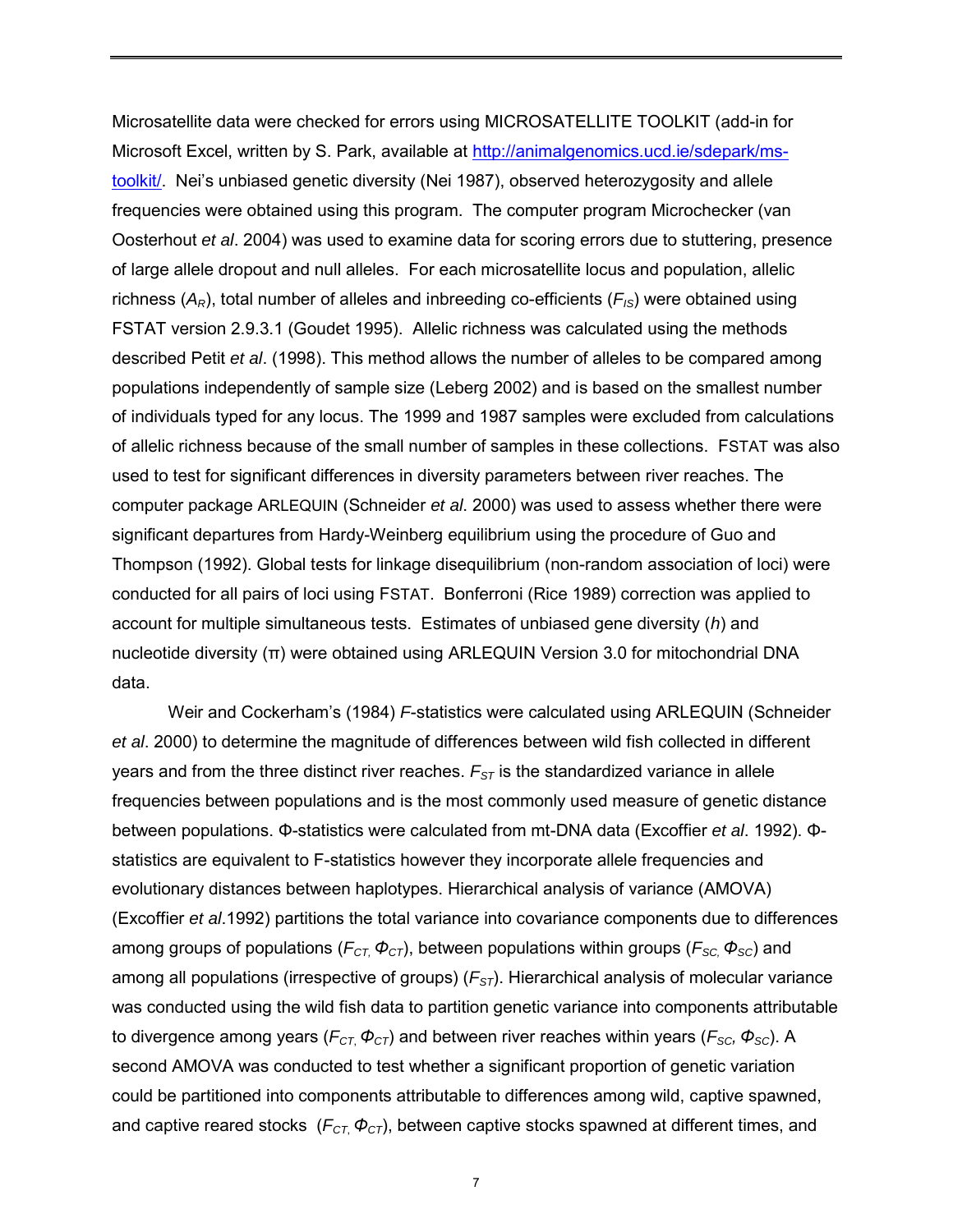Microsatellite data were checked for errors using MICROSATELLITE TOOLKIT (add-in for Microsoft Excel, written by S. Park, available at http://animalgenomics.ucd.ie/sdepark/ms-toolkit/. Nei's unbiased genetic diversity (Nei 1987), observed heterozygosity and allele frequencies were obtained using this program. The computer program Microchecker (van Oosterhout *et al*. 2004) was used to examine data for scoring errors due to stuttering, presence of large allele dropout and null alleles. For each microsatellite locus and population, allelic richness ($A_R$), total number of alleles and inbreeding co-efficients ($F_{IS}$) were obtained using FSTAT version 2.9.3.1 (Goudet 1995). Allelic richness was calculated using the methods described Petit *et al*. (1998). This method allows the number of alleles to be compared among populations independently of sample size (Leberg 2002) and is based on the smallest number of individuals typed for any locus. The 1999 and 1987 samples were excluded from calculations of allelic richness because of the small number of samples in these collections. FSTAT was also used to test for significant differences in diversity parameters between river reaches. The computer package ARLEQUIN (Schneider *et al*. 2000) was used to assess whether there were significant departures from Hardy-Weinberg equilibrium using the procedure of Guo and Thompson (1992). Global tests for linkage disequilibrium (non-random association of loci) were conducted for all pairs of loci using FSTAT. Bonferroni (Rice 1989) correction was applied to account for multiple simultaneous tests. Estimates of unbiased gene diversity (*h*) and nucleotide diversity (π) were obtained using ARLEQUIN Version 3.0 for mitochondrial DNA data.

Weir and Cockerham's (1984) *F*-statistics were calculated using ARLEQUIN (Schneider *et al*. 2000) to determine the magnitude of differences between wild fish collected in different years and from the three distinct river reaches. $F_{ST}$ is the standardized variance in allele frequencies between populations and is the most commonly used measure of genetic distance between populations. Φ-statistics were calculated from mt-DNA data (Excoffier *et al*. 1992). Φ-statistics are equivalent to F-statistics however they incorporate allele frequencies and evolutionary distances between haplotypes. Hierarchical analysis of variance (AMOVA) (Excoffier *et al*.1992) partitions the total variance into covariance components due to differences among groups of populations ($F_{CT}$, $\Phi_{CT}$), between populations within groups ($F_{SC}$, $\Phi_{SC}$) and among all populations (irrespective of groups) ($F_{ST}$). Hierarchical analysis of molecular variance was conducted using the wild fish data to partition genetic variance into components attributable to divergence among years ($F_{CT}$, $\Phi_{CT}$) and between river reaches within years ($F_{SC}$, $\Phi_{SC}$). A second AMOVA was conducted to test whether a significant proportion of genetic variation could be partitioned into components attributable to differences among wild, captive spawned, and captive reared stocks ($F_{CT}$, $\Phi_{CT}$), between captive stocks spawned at different times, and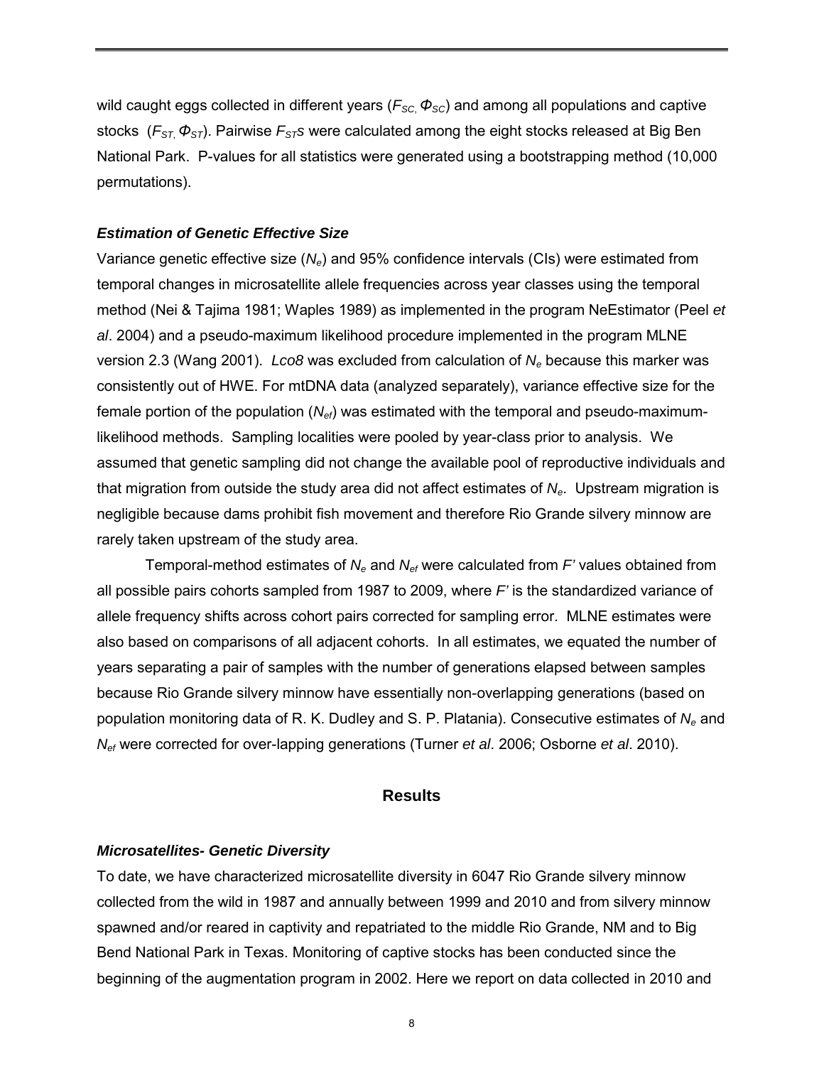wild caught eggs collected in different years ($F_{SC}$, $\Phi_{SC}$) and among all populations and captive stocks ($F_{ST}$, $\Phi_{ST}$). Pairwise $F_{ST}$s were calculated among the eight stocks released at Big Ben National Park. P-values for all statistics were generated using a bootstrapping method (10,000 permutations).

### *Estimation of Genetic Effective Size*

Variance genetic effective size ($N_e$) and 95% confidence intervals (CIs) were estimated from temporal changes in microsatellite allele frequencies across year classes using the temporal method (Nei & Tajima 1981; Waples 1989) as implemented in the program NeEstimator (Peel *et al*. 2004) and a pseudo-maximum likelihood procedure implemented in the program MLNE version 2.3 (Wang 2001). *Lco8* was excluded from calculation of $N_e$ because this marker was consistently out of HWE. For mtDNA data (analyzed separately), variance effective size for the female portion of the population ($N_{ef}$) was estimated with the temporal and pseudo-maximum-likelihood methods. Sampling localities were pooled by year-class prior to analysis. We assumed that genetic sampling did not change the available pool of reproductive individuals and that migration from outside the study area did not affect estimates of $N_e$. Upstream migration is negligible because dams prohibit fish movement and therefore Rio Grande silvery minnow are rarely taken upstream of the study area.

Temporal-method estimates of $N_e$ and $N_{ef}$ were calculated from $F'$ values obtained from all possible pairs cohorts sampled from 1987 to 2009, where $F'$ is the standardized variance of allele frequency shifts across cohort pairs corrected for sampling error. MLNE estimates were also based on comparisons of all adjacent cohorts. In all estimates, we equated the number of years separating a pair of samples with the number of generations elapsed between samples because Rio Grande silvery minnow have essentially non-overlapping generations (based on population monitoring data of R. K. Dudley and S. P. Platania). Consecutive estimates of $N_e$ and $N_{ef}$ were corrected for over-lapping generations (Turner *et al*. 2006; Osborne *et al*. 2010).

## Results

### *Microsatellites- Genetic Diversity*

To date, we have characterized microsatellite diversity in 6047 Rio Grande silvery minnow collected from the wild in 1987 and annually between 1999 and 2010 and from silvery minnow spawned and/or reared in captivity and repatriated to the middle Rio Grande, NM and to Big Bend National Park in Texas. Monitoring of captive stocks has been conducted since the beginning of the augmentation program in 2002. Here we report on data collected in 2010 and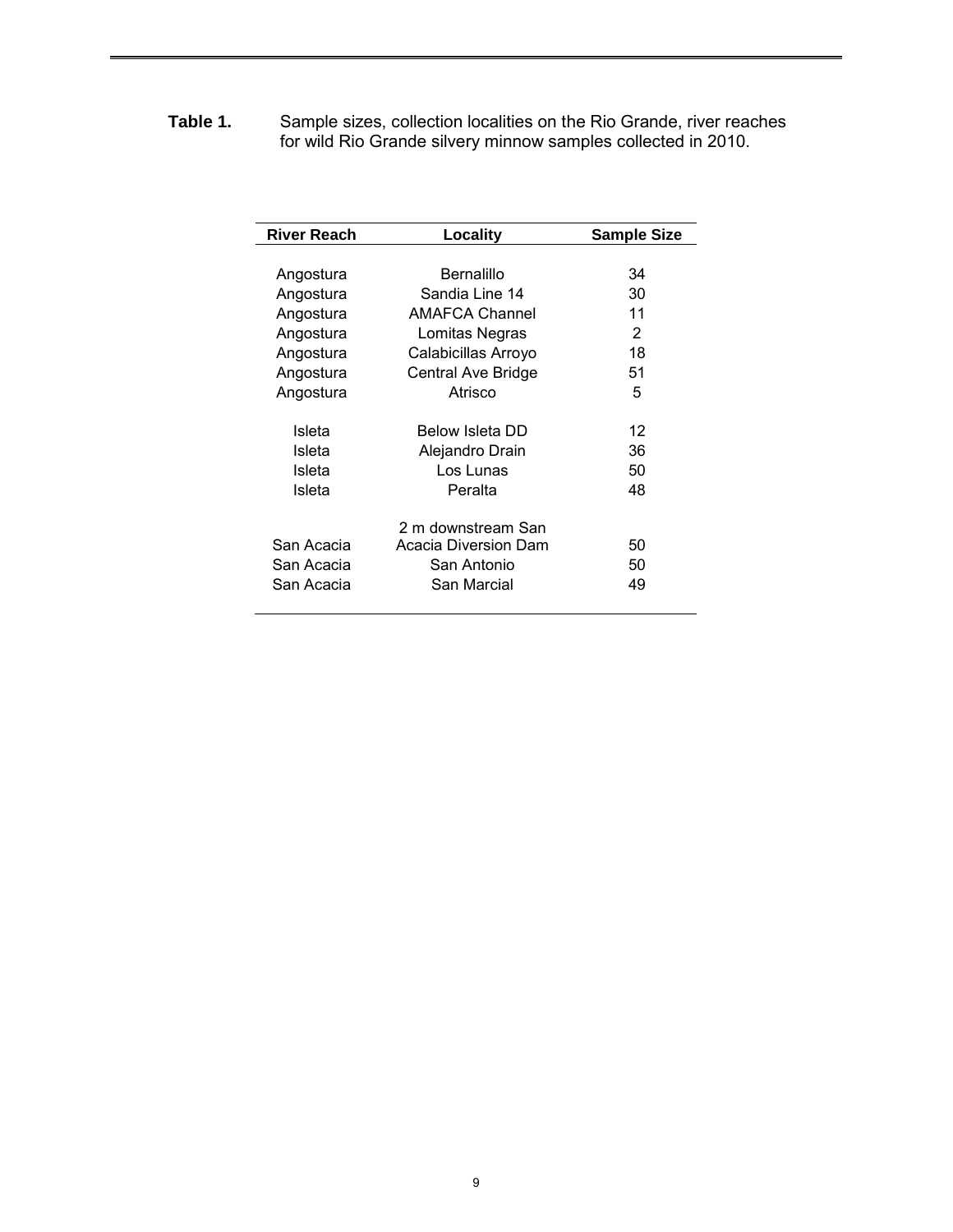**Table 1.** Sample sizes, collection localities on the Rio Grande, river reaches for wild Rio Grande silvery minnow samples collected in 2010.

| River Reach | Locality | Sample Size |
|---|---|---|
| Angostura | Bernalillo | 34 |
| Angostura | Sandia Line 14 | 30 |
| Angostura | AMAFCA Channel | 11 |
| Angostura | Lomitas Negras | 2 |
| Angostura | Calabicillas Arroyo | 18 |
| Angostura | Central Ave Bridge | 51 |
| Angostura | Atrisco | 5 |
| Isleta | Below Isleta DD | 12 |
| Isleta | Alejandro Drain | 36 |
| Isleta | Los Lunas | 50 |
| Isleta | Peralta | 48 |
| San Acacia | 2 m downstream San Acacia Diversion Dam | 50 |
| San Acacia | San Antonio | 50 |
| San Acacia | San Marcial | 49 |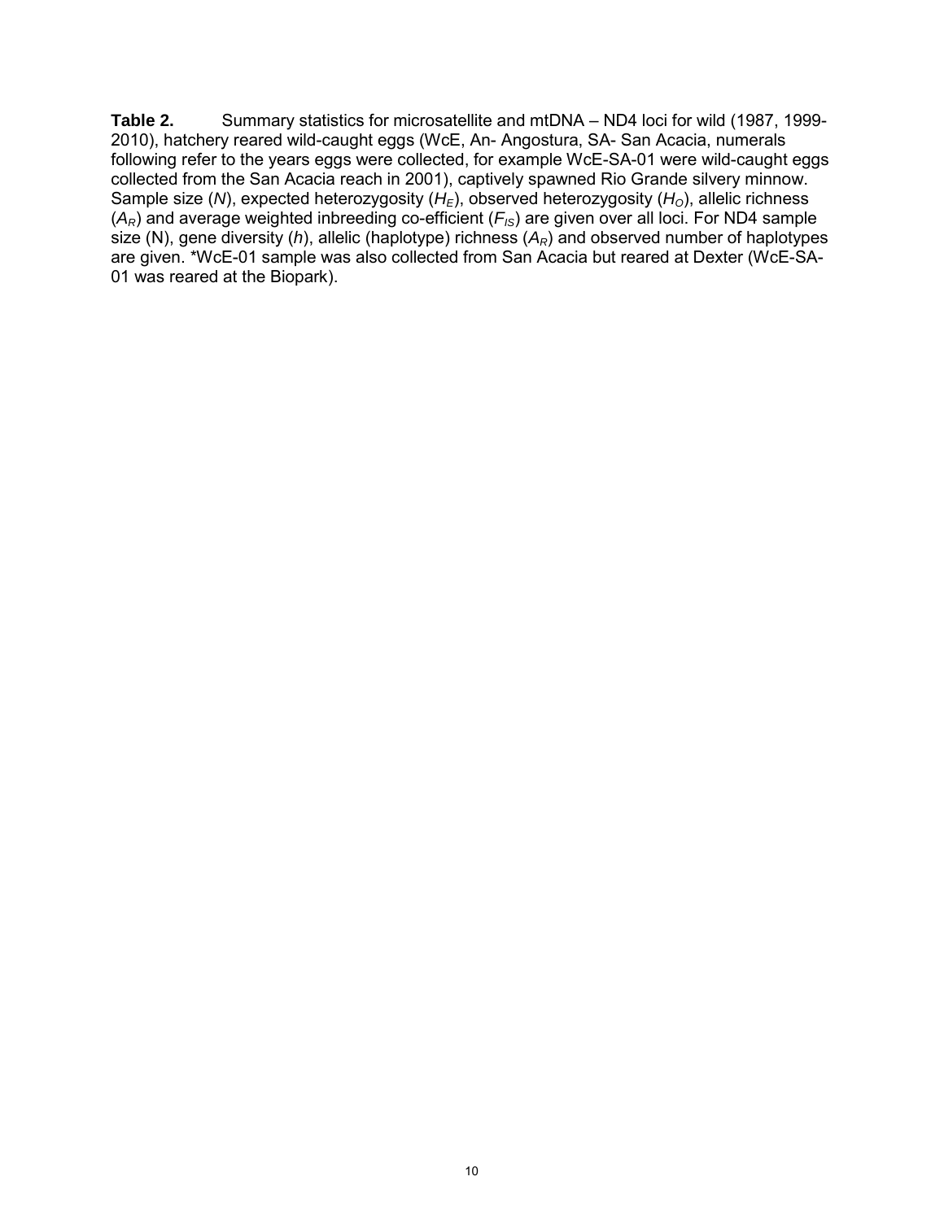**Table 2.** Summary statistics for microsatellite and mtDNA – ND4 loci for wild (1987, 1999-2010), hatchery reared wild-caught eggs (WcE, An- Angostura, SA- San Acacia, numerals following refer to the years eggs were collected, for example WcE-SA-01 were wild-caught eggs collected from the San Acacia reach in 2001), captively spawned Rio Grande silvery minnow. Sample size (*N*), expected heterozygosity ($H_E$), observed heterozygosity ($H_O$), allelic richness ($A_R$) and average weighted inbreeding co-efficient ($F_{IS}$) are given over all loci. For ND4 sample size (N), gene diversity (*h*), allelic (haplotype) richness ($A_R$) and observed number of haplotypes are given. *WcE-01 sample was also collected from San Acacia but reared at Dexter (WcE-SA-01 was reared at the Biopark).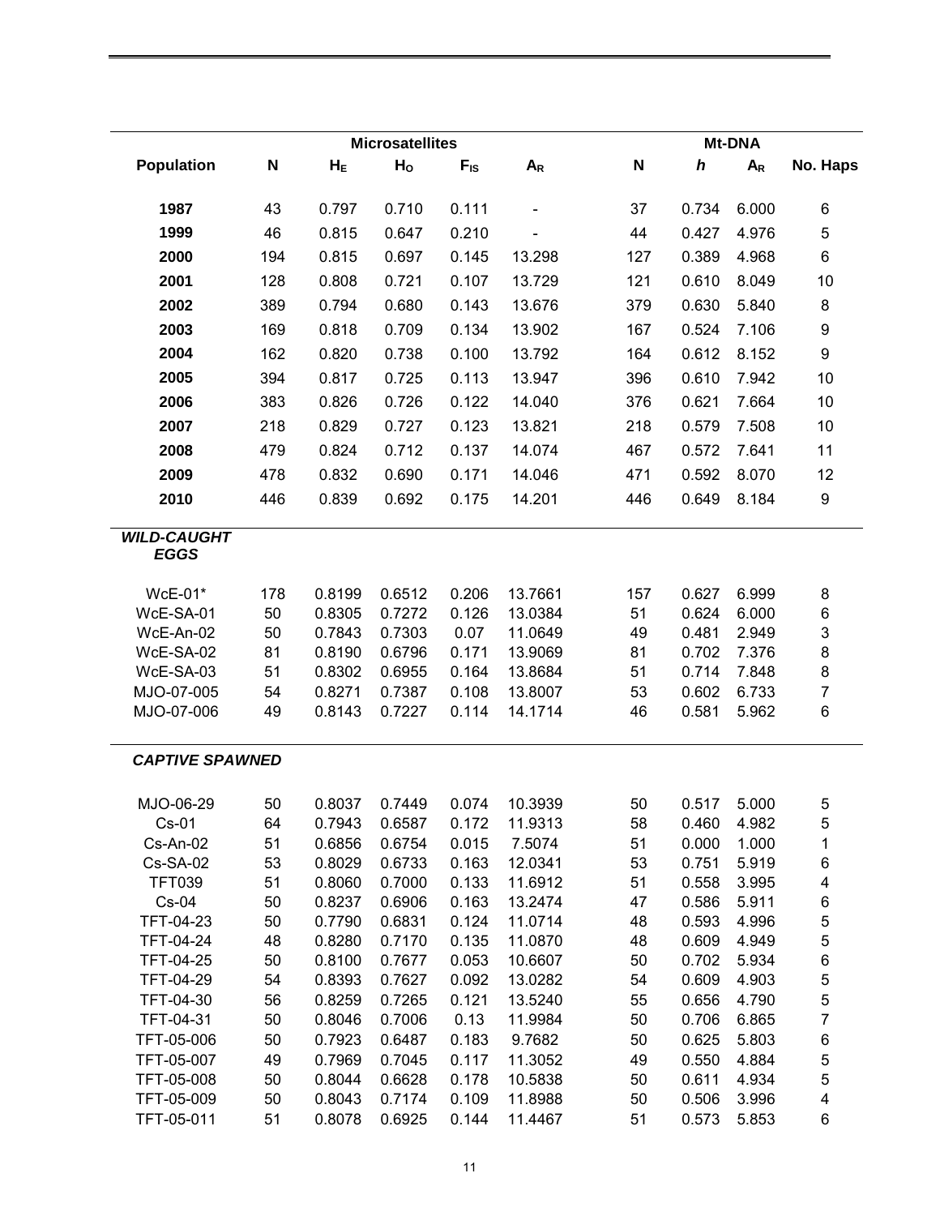| Population | Microsatellites | | | | | Mt-DNA | | | |
|---|---|---|---|---|---|---|---|---|---|
| | N | $H_E$ | $H_O$ | $F_{IS}$ | $A_R$ | N | *h* | $A_R$ | No. Haps |
| **1987** | 43 | 0.797 | 0.710 | 0.111 | - | 37 | 0.734 | 6.000 | 6 |
| **1999** | 46 | 0.815 | 0.647 | 0.210 | - | 44 | 0.427 | 4.976 | 5 |
| **2000** | 194 | 0.815 | 0.697 | 0.145 | 13.298 | 127 | 0.389 | 4.968 | 6 |
| **2001** | 128 | 0.808 | 0.721 | 0.107 | 13.729 | 121 | 0.610 | 8.049 | 10 |
| **2002** | 389 | 0.794 | 0.680 | 0.143 | 13.676 | 379 | 0.630 | 5.840 | 8 |
| **2003** | 169 | 0.818 | 0.709 | 0.134 | 13.902 | 167 | 0.524 | 7.106 | 9 |
| **2004** | 162 | 0.820 | 0.738 | 0.100 | 13.792 | 164 | 0.612 | 8.152 | 9 |
| **2005** | 394 | 0.817 | 0.725 | 0.113 | 13.947 | 396 | 0.610 | 7.942 | 10 |
| **2006** | 383 | 0.826 | 0.726 | 0.122 | 14.040 | 376 | 0.621 | 7.664 | 10 |
| **2007** | 218 | 0.829 | 0.727 | 0.123 | 13.821 | 218 | 0.579 | 7.508 | 10 |
| **2008** | 479 | 0.824 | 0.712 | 0.137 | 14.074 | 467 | 0.572 | 7.641 | 11 |
| **2009** | 478 | 0.832 | 0.690 | 0.171 | 14.046 | 471 | 0.592 | 8.070 | 12 |
| **2010** | 446 | 0.839 | 0.692 | 0.175 | 14.201 | 446 | 0.649 | 8.184 | 9 |
| ***WILD-CAUGHT EGGS*** | | | | | | | | | |
| WcE-01* | 178 | 0.8199 | 0.6512 | 0.206 | 13.7661 | 157 | 0.627 | 6.999 | 8 |
| WcE-SA-01 | 50 | 0.8305 | 0.7272 | 0.126 | 13.0384 | 51 | 0.624 | 6.000 | 6 |
| WcE-An-02 | 50 | 0.7843 | 0.7303 | 0.07 | 11.0649 | 49 | 0.481 | 2.949 | 3 |
| WcE-SA-02 | 81 | 0.8190 | 0.6796 | 0.171 | 13.9069 | 81 | 0.702 | 7.376 | 8 |
| WcE-SA-03 | 51 | 0.8302 | 0.6955 | 0.164 | 13.8684 | 51 | 0.714 | 7.848 | 8 |
| MJO-07-005 | 54 | 0.8271 | 0.7387 | 0.108 | 13.8007 | 53 | 0.602 | 6.733 | 7 |
| MJO-07-006 | 49 | 0.8143 | 0.7227 | 0.114 | 14.1714 | 46 | 0.581 | 5.962 | 6 |
| ***CAPTIVE SPAWNED*** | | | | | | | | | |
| MJO-06-29 | 50 | 0.8037 | 0.7449 | 0.074 | 10.3939 | 50 | 0.517 | 5.000 | 5 |
| Cs-01 | 64 | 0.7943 | 0.6587 | 0.172 | 11.9313 | 58 | 0.460 | 4.982 | 5 |
| Cs-An-02 | 51 | 0.6856 | 0.6754 | 0.015 | 7.5074 | 51 | 0.000 | 1.000 | 1 |
| Cs-SA-02 | 53 | 0.8029 | 0.6733 | 0.163 | 12.0341 | 53 | 0.751 | 5.919 | 6 |
| TFT039 | 51 | 0.8060 | 0.7000 | 0.133 | 11.6912 | 51 | 0.558 | 3.995 | 4 |
| Cs-04 | 50 | 0.8237 | 0.6906 | 0.163 | 13.2474 | 47 | 0.586 | 5.911 | 6 |
| TFT-04-23 | 50 | 0.7790 | 0.6831 | 0.124 | 11.0714 | 48 | 0.593 | 4.996 | 5 |
| TFT-04-24 | 48 | 0.8280 | 0.7170 | 0.135 | 11.0870 | 48 | 0.609 | 4.949 | 5 |
| TFT-04-25 | 50 | 0.8100 | 0.7677 | 0.053 | 10.6607 | 50 | 0.702 | 5.934 | 6 |
| TFT-04-29 | 54 | 0.8393 | 0.7627 | 0.092 | 13.0282 | 54 | 0.609 | 4.903 | 5 |
| TFT-04-30 | 56 | 0.8259 | 0.7265 | 0.121 | 13.5240 | 55 | 0.656 | 4.790 | 5 |
| TFT-04-31 | 50 | 0.8046 | 0.7006 | 0.13 | 11.9984 | 50 | 0.706 | 6.865 | 7 |
| TFT-05-006 | 50 | 0.7923 | 0.6487 | 0.183 | 9.7682 | 50 | 0.625 | 5.803 | 6 |
| TFT-05-007 | 49 | 0.7969 | 0.7045 | 0.117 | 11.3052 | 49 | 0.550 | 4.884 | 5 |
| TFT-05-008 | 50 | 0.8044 | 0.6628 | 0.178 | 10.5838 | 50 | 0.611 | 4.934 | 5 |
| TFT-05-009 | 50 | 0.8043 | 0.7174 | 0.109 | 11.8988 | 50 | 0.506 | 3.996 | 4 |
| TFT-05-011 | 51 | 0.8078 | 0.6925 | 0.144 | 11.4467 | 51 | 0.573 | 5.853 | 6 |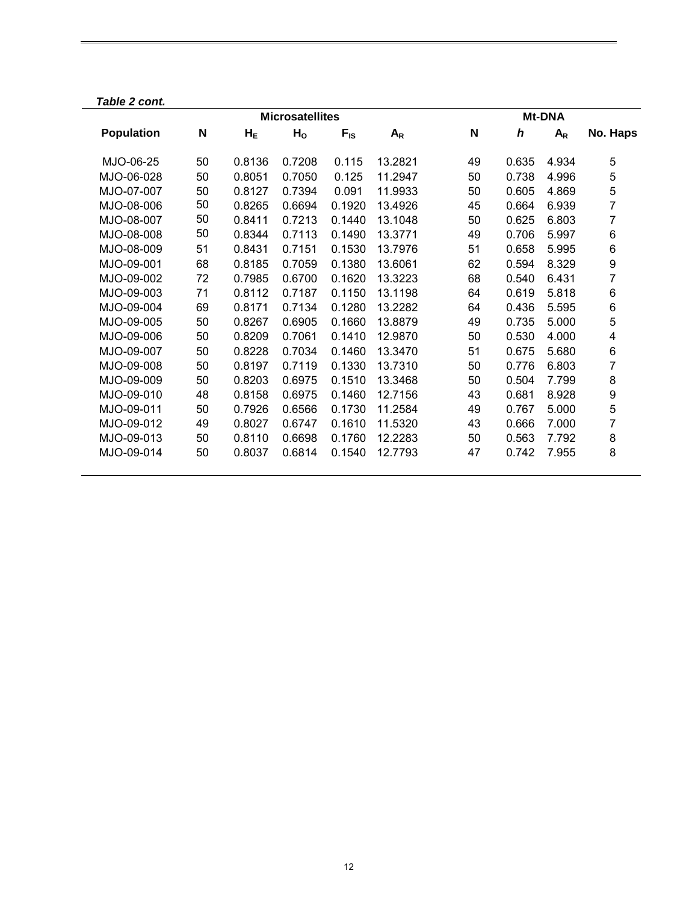***Table 2 cont.***

| | Microsatellites | | | | | Mt-DNA | | | |
|---|---|---|---|---|---|---|---|---|---|
| **Population** | **N** | $H_E$ | $H_O$ | $F_{IS}$ | $A_R$ | **N** | ***h*** | $A_R$ | **No. Haps** |
| MJO-06-25 | 50 | 0.8136 | 0.7208 | 0.115 | 13.2821 | 49 | 0.635 | 4.934 | 5 |
| MJO-06-028 | 50 | 0.8051 | 0.7050 | 0.125 | 11.2947 | 50 | 0.738 | 4.996 | 5 |
| MJO-07-007 | 50 | 0.8127 | 0.7394 | 0.091 | 11.9933 | 50 | 0.605 | 4.869 | 5 |
| MJO-08-006 | 50 | 0.8265 | 0.6694 | 0.1920 | 13.4926 | 45 | 0.664 | 6.939 | 7 |
| MJO-08-007 | 50 | 0.8411 | 0.7213 | 0.1440 | 13.1048 | 50 | 0.625 | 6.803 | 7 |
| MJO-08-008 | 50 | 0.8344 | 0.7113 | 0.1490 | 13.3771 | 49 | 0.706 | 5.997 | 6 |
| MJO-08-009 | 51 | 0.8431 | 0.7151 | 0.1530 | 13.7976 | 51 | 0.658 | 5.995 | 6 |
| MJO-09-001 | 68 | 0.8185 | 0.7059 | 0.1380 | 13.6061 | 62 | 0.594 | 8.329 | 9 |
| MJO-09-002 | 72 | 0.7985 | 0.6700 | 0.1620 | 13.3223 | 68 | 0.540 | 6.431 | 7 |
| MJO-09-003 | 71 | 0.8112 | 0.7187 | 0.1150 | 13.1198 | 64 | 0.619 | 5.818 | 6 |
| MJO-09-004 | 69 | 0.8171 | 0.7134 | 0.1280 | 13.2282 | 64 | 0.436 | 5.595 | 6 |
| MJO-09-005 | 50 | 0.8267 | 0.6905 | 0.1660 | 13.8879 | 49 | 0.735 | 5.000 | 5 |
| MJO-09-006 | 50 | 0.8209 | 0.7061 | 0.1410 | 12.9870 | 50 | 0.530 | 4.000 | 4 |
| MJO-09-007 | 50 | 0.8228 | 0.7034 | 0.1460 | 13.3470 | 51 | 0.675 | 5.680 | 6 |
| MJO-09-008 | 50 | 0.8197 | 0.7119 | 0.1330 | 13.7310 | 50 | 0.776 | 6.803 | 7 |
| MJO-09-009 | 50 | 0.8203 | 0.6975 | 0.1510 | 13.3468 | 50 | 0.504 | 7.799 | 8 |
| MJO-09-010 | 48 | 0.8158 | 0.6975 | 0.1460 | 12.7156 | 43 | 0.681 | 8.928 | 9 |
| MJO-09-011 | 50 | 0.7926 | 0.6566 | 0.1730 | 11.2584 | 49 | 0.767 | 5.000 | 5 |
| MJO-09-012 | 49 | 0.8027 | 0.6747 | 0.1610 | 11.5320 | 43 | 0.666 | 7.000 | 7 |
| MJO-09-013 | 50 | 0.8110 | 0.6698 | 0.1760 | 12.2283 | 50 | 0.563 | 7.792 | 8 |
| MJO-09-014 | 50 | 0.8037 | 0.6814 | 0.1540 | 12.7793 | 47 | 0.742 | 7.955 | 8 |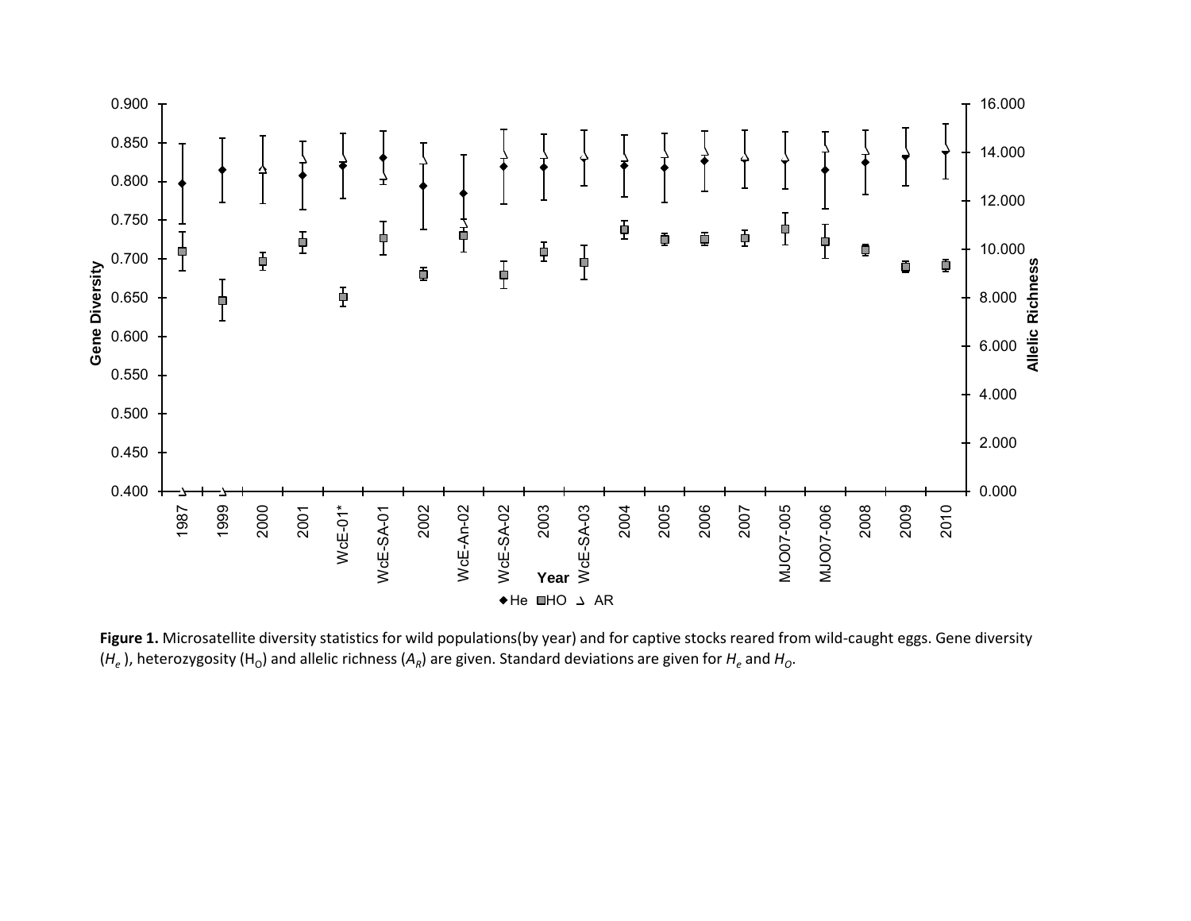**Figure 1.** Microsatellite diversity statistics for wild populations(by year) and for captive stocks reared from wild-caught eggs. Gene diversity ($H_e$ ), heterozygosity ($H_O$) and allelic richness ($A_R$) are given. Standard deviations are given for $H_e$ and $H_O$.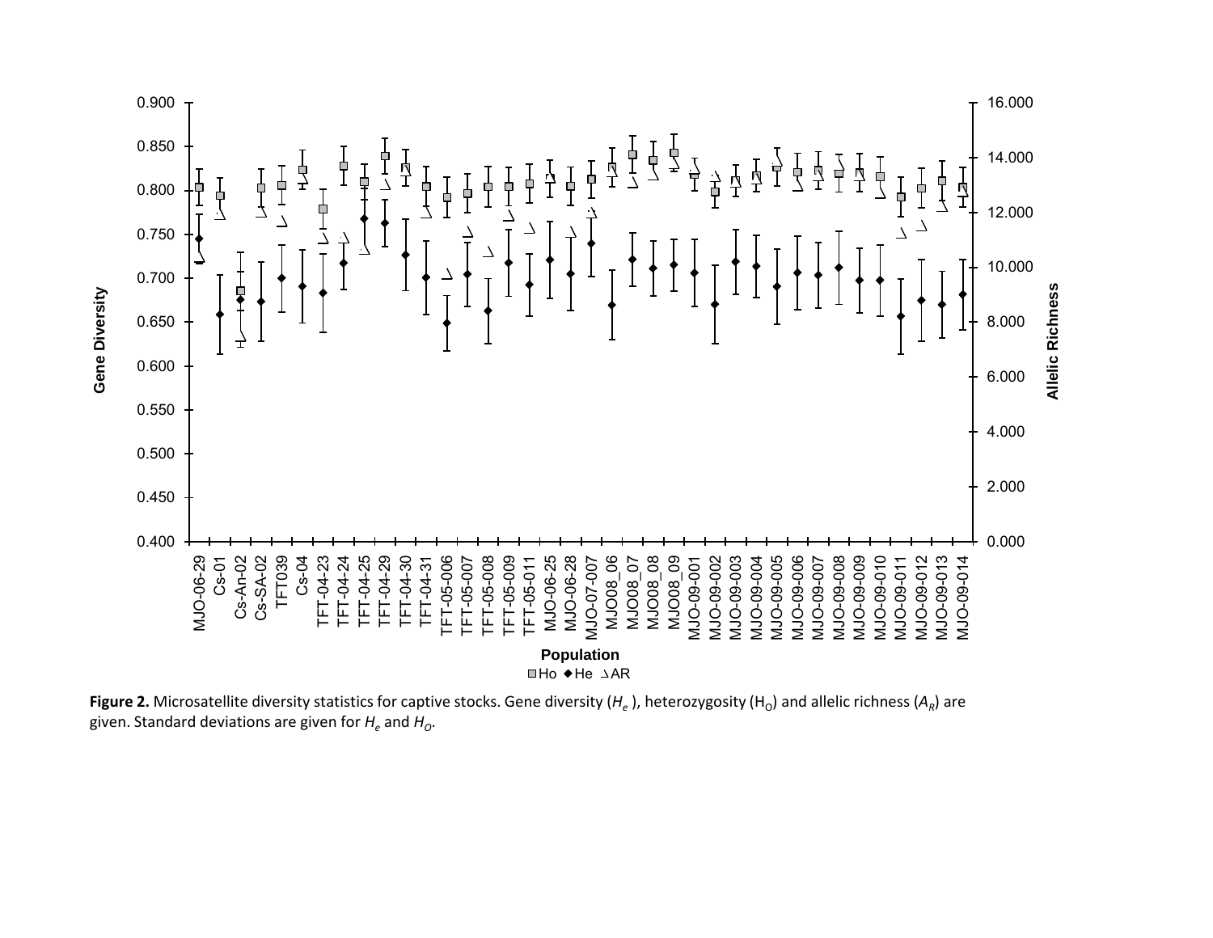**Figure 2.** Microsatellite diversity statistics for captive stocks. Gene diversity ($H_e$), heterozygosity ($H_O$) and allelic richness ($A_R$) are given. Standard deviations are given for $H_e$ and $H_O$.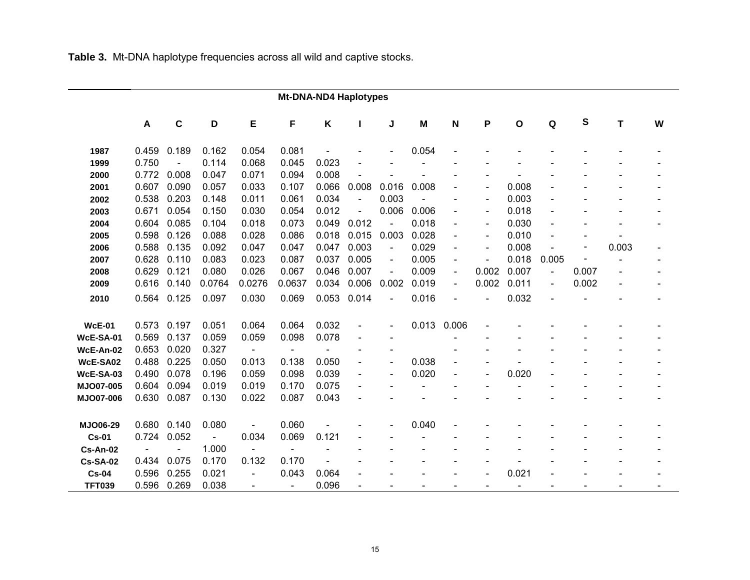**Table 3.** Mt-DNA haplotype frequencies across all wild and captive stocks.

| | Mt-DNA-ND4 Haplotypes | | | | | | | | | | | | | | | |
|---|---|---|---|---|---|---|---|---|---|---|---|---|---|---|---|---|
| | A | C | D | E | F | K | I | J | M | N | P | O | Q | S | T | W |
| 1987 | 0.459 | 0.189 | 0.162 | 0.054 | 0.081 | - | - | - | 0.054 | - | - | - | - | - | - | - |
| 1999 | 0.750 | - | 0.114 | 0.068 | 0.045 | 0.023 | - | - | - | - | - | - | - | - | - | - |
| 2000 | 0.772 | 0.008 | 0.047 | 0.071 | 0.094 | 0.008 | - | - | - | - | - | - | - | - | - | - |
| 2001 | 0.607 | 0.090 | 0.057 | 0.033 | 0.107 | 0.066 | 0.008 | 0.016 | 0.008 | - | - | 0.008 | - | - | - | - |
| 2002 | 0.538 | 0.203 | 0.148 | 0.011 | 0.061 | 0.034 | - | 0.003 | - | - | - | 0.003 | - | - | - | - |
| 2003 | 0.671 | 0.054 | 0.150 | 0.030 | 0.054 | 0.012 | - | 0.006 | 0.006 | - | - | 0.018 | - | - | - | - |
| 2004 | 0.604 | 0.085 | 0.104 | 0.018 | 0.073 | 0.049 | 0.012 | - | 0.018 | - | - | 0.030 | - | - | - | - |
| 2005 | 0.598 | 0.126 | 0.088 | 0.028 | 0.086 | 0.018 | 0.015 | 0.003 | 0.028 | - | - | 0.010 | - | - | - | |
| 2006 | 0.588 | 0.135 | 0.092 | 0.047 | 0.047 | 0.047 | 0.003 | - | 0.029 | - | - | 0.008 | - | - | 0.003 | - |
| 2007 | 0.628 | 0.110 | 0.083 | 0.023 | 0.087 | 0.037 | 0.005 | - | 0.005 | - | - | 0.018 | 0.005 | - | - | - |
| 2008 | 0.629 | 0.121 | 0.080 | 0.026 | 0.067 | 0.046 | 0.007 | - | 0.009 | - | 0.002 | 0.007 | - | 0.007 | - | - |
| 2009 | 0.616 | 0.140 | 0.0764 | 0.0276 | 0.0637 | 0.034 | 0.006 | 0.002 | 0.019 | - | 0.002 | 0.011 | - | 0.002 | - | - |
| 2010 | 0.564 | 0.125 | 0.097 | 0.030 | 0.069 | 0.053 | 0.014 | - | 0.016 | - | - | 0.032 | - | - | - | - |
| **WcE-01** | 0.573 | 0.197 | 0.051 | 0.064 | 0.064 | 0.032 | - | - | 0.013 | 0.006 | - | - | - | - | - | - |
| **WcE-SA-01** | 0.569 | 0.137 | 0.059 | 0.059 | 0.098 | 0.078 | - | - | | - | - | - | - | - | - | - |
| **WcE-An-02** | 0.653 | 0.020 | 0.327 | - | - | - | - | - | | - | - | - | - | - | - | - |
| **WcE-SA02** | 0.488 | 0.225 | 0.050 | 0.013 | 0.138 | 0.050 | - | - | 0.038 | - | - | - | - | - | - | - |
| **WcE-SA-03** | 0.490 | 0.078 | 0.196 | 0.059 | 0.098 | 0.039 | - | - | 0.020 | - | - | 0.020 | - | - | - | - |
| **MJO07-005** | 0.604 | 0.094 | 0.019 | 0.019 | 0.170 | 0.075 | - | - | - | - | - | - | - | - | - | - |
| **MJO07-006** | 0.630 | 0.087 | 0.130 | 0.022 | 0.087 | 0.043 | - | - | - | - | - | - | - | - | - | - |
| **MJO06-29** | 0.680 | 0.140 | 0.080 | - | 0.060 | - | - | - | 0.040 | - | - | - | - | - | - | - |
| **Cs-01** | 0.724 | 0.052 | - | 0.034 | 0.069 | 0.121 | - | - | - | - | - | - | - | - | - | - |
| **Cs-An-02** | - | - | 1.000 | - | - | - | - | - | - | - | - | - | - | - | - | - |
| **Cs-SA-02** | 0.434 | 0.075 | 0.170 | 0.132 | 0.170 | - | - | - | - | - | - | - | - | - | - | - |
| **Cs-04** | 0.596 | 0.255 | 0.021 | - | 0.043 | 0.064 | - | - | - | - | - | 0.021 | - | - | - | - |
| **TFT039** | 0.596 | 0.269 | 0.038 | - | - | 0.096 | - | - | - | - | - | - | - | - | - | - |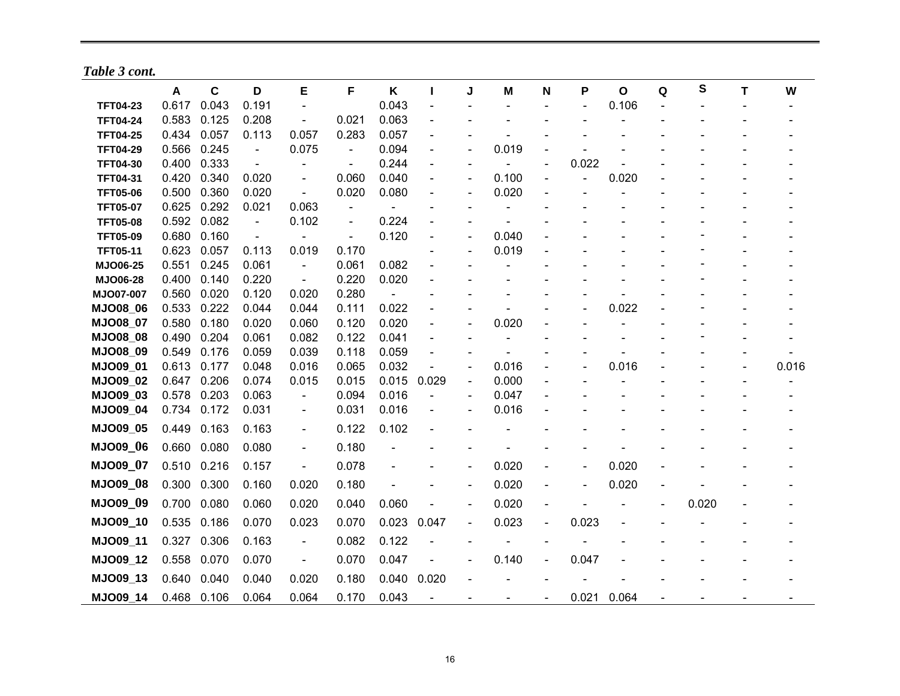*Table 3 cont.*

| | A | C | D | E | F | K | I | J | M | N | P | O | Q | S | T | W |
|---|---|---|---|---|---|---|---|---|---|---|---|---|---|---|---|---|
| TFT04-23 | 0.617 | 0.043 | 0.191 | - | | 0.043 | - | - | - | - | - | 0.106 | - | - | - | - |
| TFT04-24 | 0.583 | 0.125 | 0.208 | - | 0.021 | 0.063 | - | - | - | - | - | - | - | - | - | - |
| TFT04-25 | 0.434 | 0.057 | 0.113 | 0.057 | 0.283 | 0.057 | - | - | - | - | - | - | - | - | - | - |
| TFT04-29 | 0.566 | 0.245 | - | 0.075 | - | 0.094 | - | - | 0.019 | - | - | - | - | - | - | - |
| TFT04-30 | 0.400 | 0.333 | - | - | - | 0.244 | - | - | - | - | 0.022 | - | - | - | - | - |
| TFT04-31 | 0.420 | 0.340 | 0.020 | - | 0.060 | 0.040 | - | - | 0.100 | - | - | 0.020 | - | - | - | - |
| TFT05-06 | 0.500 | 0.360 | 0.020 | - | 0.020 | 0.080 | - | - | 0.020 | - | - | - | - | - | - | - |
| TFT05-07 | 0.625 | 0.292 | 0.021 | 0.063 | - | - | - | - | - | - | - | - | - | - | - | - |
| TFT05-08 | 0.592 | 0.082 | - | 0.102 | - | 0.224 | - | - | - | - | - | - | - | - | - | - |
| TFT05-09 | 0.680 | 0.160 | - | - | - | 0.120 | - | - | 0.040 | - | - | - | - | - | - | - |
| TFT05-11 | 0.623 | 0.057 | 0.113 | 0.019 | 0.170 | | - | - | 0.019 | - | - | - | - | - | - | - |
| MJO06-25 | 0.551 | 0.245 | 0.061 | - | 0.061 | 0.082 | - | - | - | - | - | - | - | - | - | - |
| MJO06-28 | 0.400 | 0.140 | 0.220 | - | 0.220 | 0.020 | - | - | - | - | - | - | - | - | - | - |
| MJO07-007 | 0.560 | 0.020 | 0.120 | 0.020 | 0.280 | - | - | - | - | - | - | - | - | - | - | - |
| MJO08_06 | 0.533 | 0.222 | 0.044 | 0.044 | 0.111 | 0.022 | - | - | - | - | - | 0.022 | - | - | - | - |
| MJO08_07 | 0.580 | 0.180 | 0.020 | 0.060 | 0.120 | 0.020 | - | - | 0.020 | - | - | - | - | - | - | - |
| MJO08_08 | 0.490 | 0.204 | 0.061 | 0.082 | 0.122 | 0.041 | - | - | - | - | - | - | - | - | - | - |
| MJO08_09 | 0.549 | 0.176 | 0.059 | 0.039 | 0.118 | 0.059 | - | - | - | - | - | - | - | - | - | - |
| MJO09_01 | 0.613 | 0.177 | 0.048 | 0.016 | 0.065 | 0.032 | - | - | 0.016 | - | - | 0.016 | - | - | - | 0.016 |
| MJO09_02 | 0.647 | 0.206 | 0.074 | 0.015 | 0.015 | 0.015 | 0.029 | - | 0.000 | - | - | - | - | - | - | - |
| MJO09_03 | 0.578 | 0.203 | 0.063 | - | 0.094 | 0.016 | - | - | 0.047 | - | - | - | - | - | - | - |
| MJO09_04 | 0.734 | 0.172 | 0.031 | - | 0.031 | 0.016 | - | - | 0.016 | - | - | - | - | - | - | - |
| MJO09_05 | 0.449 | 0.163 | 0.163 | - | 0.122 | 0.102 | - | - | - | - | - | - | - | - | - | - |
| MJO09_06 | 0.660 | 0.080 | 0.080 | - | 0.180 | - | - | - | - | - | - | - | - | - | - | - |
| MJO09_07 | 0.510 | 0.216 | 0.157 | - | 0.078 | - | - | - | 0.020 | - | - | 0.020 | - | - | - | - |
| MJO09_08 | 0.300 | 0.300 | 0.160 | 0.020 | 0.180 | - | - | - | 0.020 | - | - | 0.020 | - | - | - | - |
| MJO09_09 | 0.700 | 0.080 | 0.060 | 0.020 | 0.040 | 0.060 | - | - | 0.020 | - | - | - | - | 0.020 | - | - |
| MJO09_10 | 0.535 | 0.186 | 0.070 | 0.023 | 0.070 | 0.023 | 0.047 | - | 0.023 | - | 0.023 | - | - | - | - | - |
| MJO09_11 | 0.327 | 0.306 | 0.163 | - | 0.082 | 0.122 | - | - | - | - | - | - | - | - | - | - |
| MJO09_12 | 0.558 | 0.070 | 0.070 | - | 0.070 | 0.047 | - | - | 0.140 | - | 0.047 | - | - | - | - | - |
| MJO09_13 | 0.640 | 0.040 | 0.040 | 0.020 | 0.180 | 0.040 | 0.020 | - | - | - | - | - | - | - | - | - |
| MJO09_14 | 0.468 | 0.106 | 0.064 | 0.064 | 0.170 | 0.043 | - | - | - | - | 0.021 | 0.064 | - | - | - | - |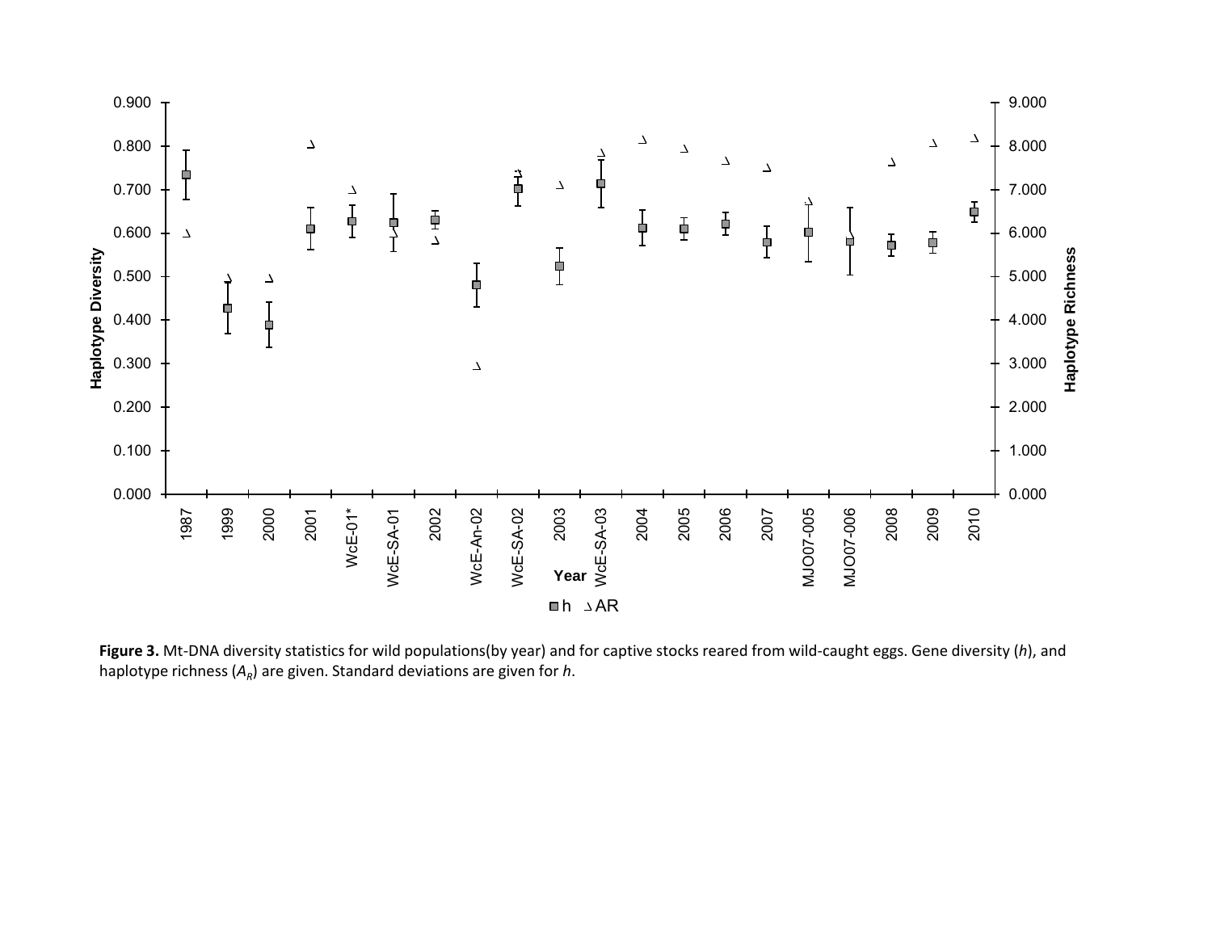**Figure 3.** Mt-DNA diversity statistics for wild populations(by year) and for captive stocks reared from wild-caught eggs. Gene diversity (*h*), and haplotype richness ($A_R$) are given. Standard deviations are given for *h*.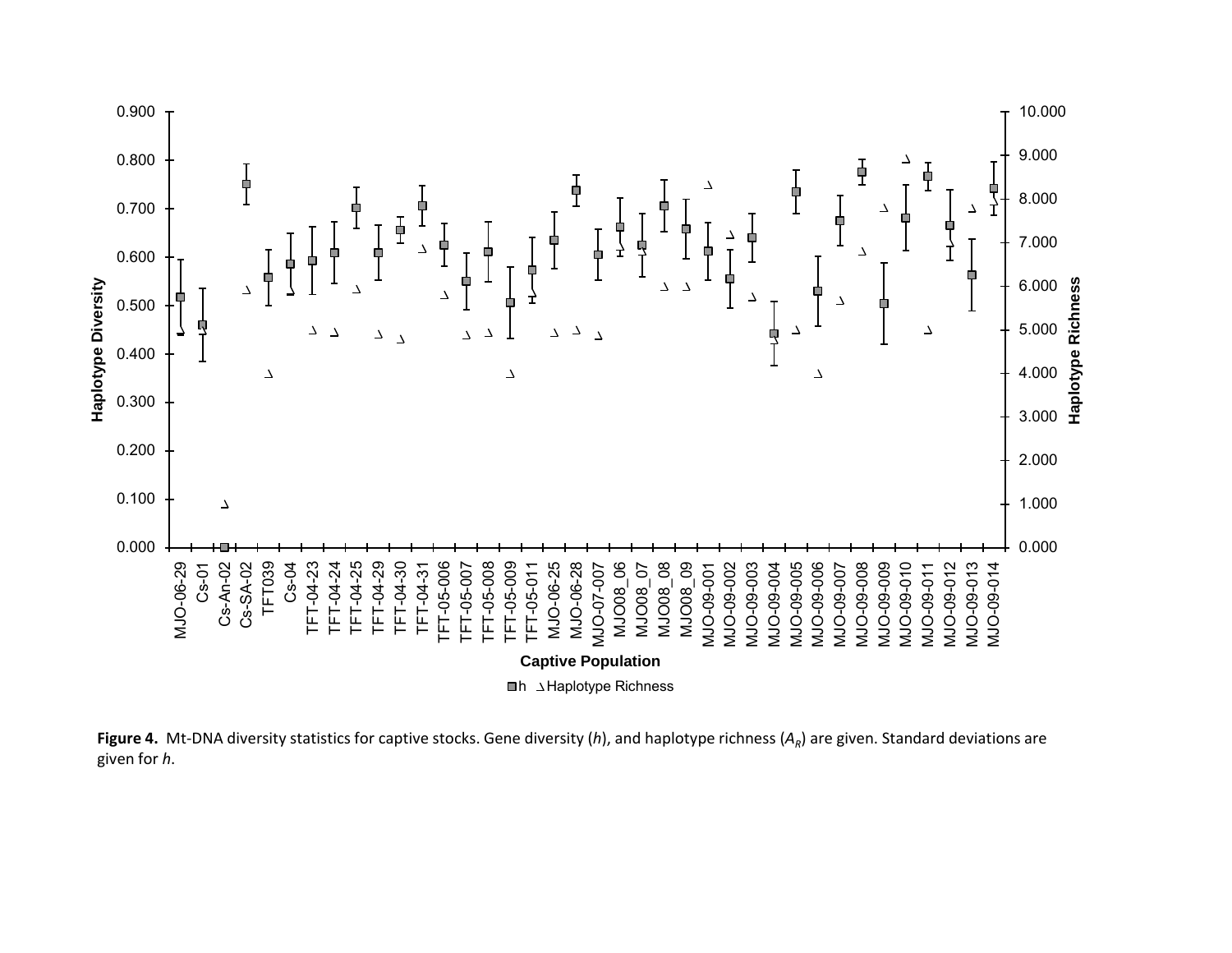**Figure 4.** Mt-DNA diversity statistics for captive stocks. Gene diversity (*h*), and haplotype richness ($A_R$) are given. Standard deviations are given for *h*.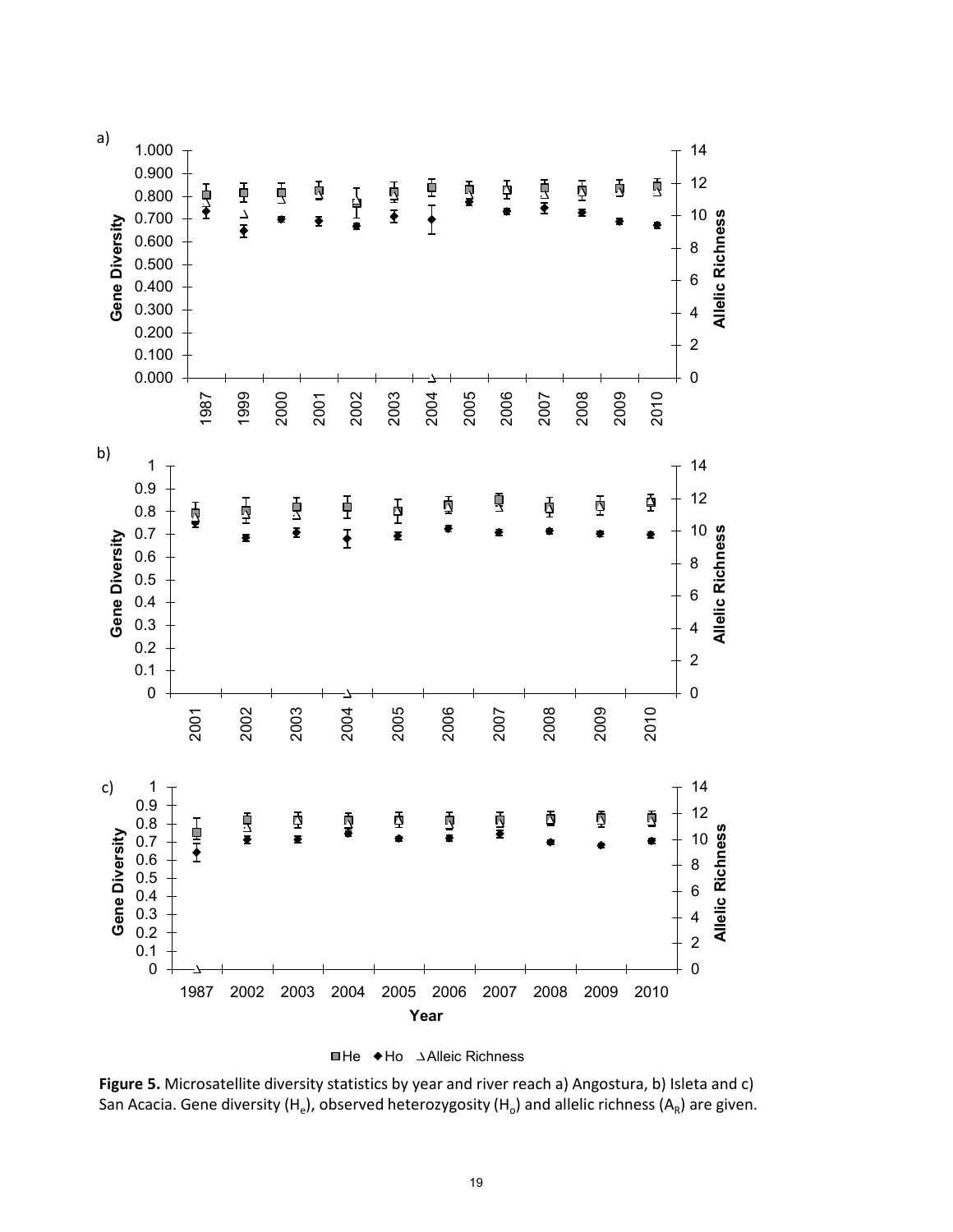a)

b)

c)

**Figure 5.** Microsatellite diversity statistics by year and river reach a) Angostura, b) Isleta and c) San Acacia. Gene diversity ($H_e$), observed heterozygosity ($H_o$) and allelic richness ($A_R$) are given.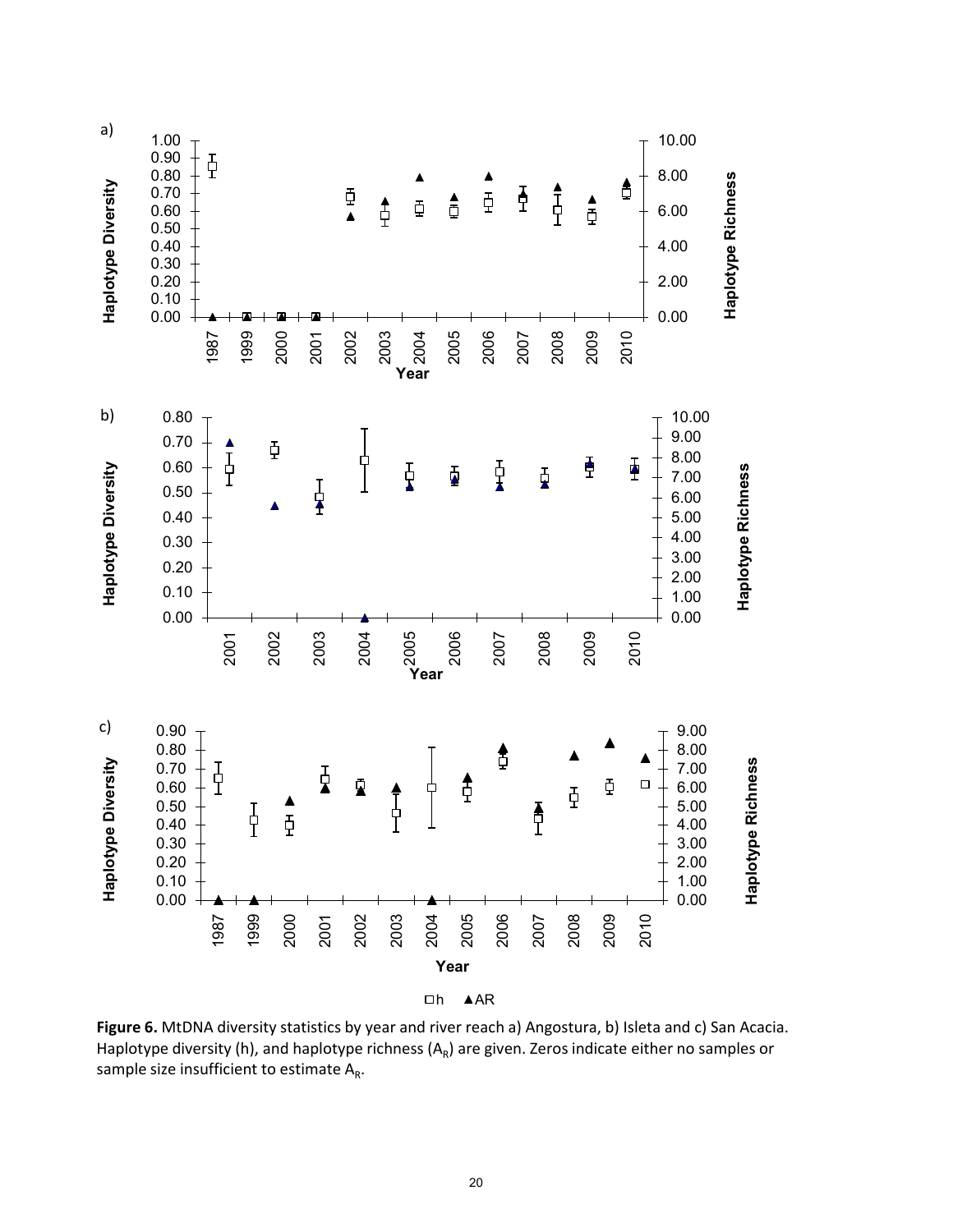**Figure 6.** MtDNA diversity statistics by year and river reach a) Angostura, b) Isleta and c) San Acacia. Haplotype diversity (h), and haplotype richness ($A_R$) are given. Zeros indicate either no samples or sample size insufficient to estimate $A_R$.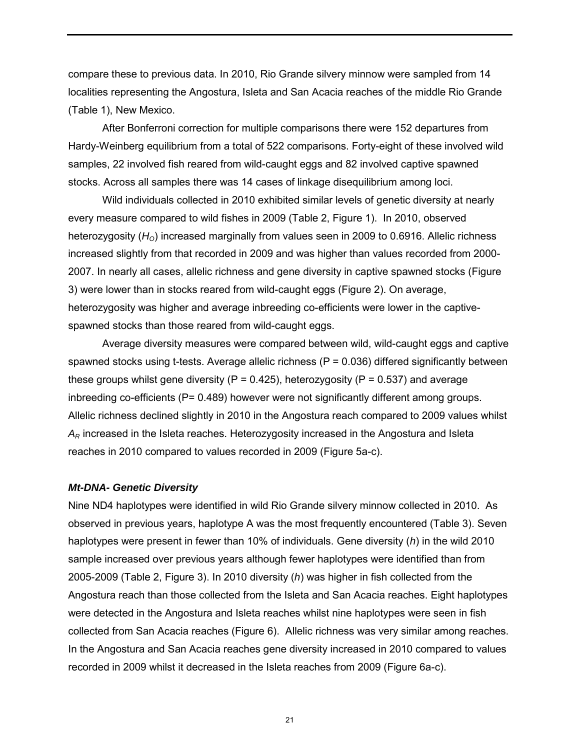compare these to previous data. In 2010, Rio Grande silvery minnow were sampled from 14 localities representing the Angostura, Isleta and San Acacia reaches of the middle Rio Grande (Table 1), New Mexico.

After Bonferroni correction for multiple comparisons there were 152 departures from Hardy-Weinberg equilibrium from a total of 522 comparisons. Forty-eight of these involved wild samples, 22 involved fish reared from wild-caught eggs and 82 involved captive spawned stocks. Across all samples there was 14 cases of linkage disequilibrium among loci.

Wild individuals collected in 2010 exhibited similar levels of genetic diversity at nearly every measure compared to wild fishes in 2009 (Table 2, Figure 1). In 2010, observed heterozygosity ($H_O$) increased marginally from values seen in 2009 to 0.6916. Allelic richness increased slightly from that recorded in 2009 and was higher than values recorded from 2000-2007. In nearly all cases, allelic richness and gene diversity in captive spawned stocks (Figure 3) were lower than in stocks reared from wild-caught eggs (Figure 2). On average, heterozygosity was higher and average inbreeding co-efficients were lower in the captive-spawned stocks than those reared from wild-caught eggs.

Average diversity measures were compared between wild, wild-caught eggs and captive spawned stocks using t-tests. Average allelic richness ($P = 0.036$) differed significantly between these groups whilst gene diversity ($P = 0.425$), heterozygosity ($P = 0.537$) and average inbreeding co-efficients ($P = 0.489$) however were not significantly different among groups. Allelic richness declined slightly in 2010 in the Angostura reach compared to 2009 values whilst $A_R$ increased in the Isleta reaches. Heterozygosity increased in the Angostura and Isleta reaches in 2010 compared to values recorded in 2009 (Figure 5a-c).

### *Mt-DNA- Genetic Diversity*

Nine ND4 haplotypes were identified in wild Rio Grande silvery minnow collected in 2010. As observed in previous years, haplotype A was the most frequently encountered (Table 3). Seven haplotypes were present in fewer than 10% of individuals. Gene diversity (*h*) in the wild 2010 sample increased over previous years although fewer haplotypes were identified than from 2005-2009 (Table 2, Figure 3). In 2010 diversity (*h*) was higher in fish collected from the Angostura reach than those collected from the Isleta and San Acacia reaches. Eight haplotypes were detected in the Angostura and Isleta reaches whilst nine haplotypes were seen in fish collected from San Acacia reaches (Figure 6). Allelic richness was very similar among reaches. In the Angostura and San Acacia reaches gene diversity increased in 2010 compared to values recorded in 2009 whilst it decreased in the Isleta reaches from 2009 (Figure 6a-c).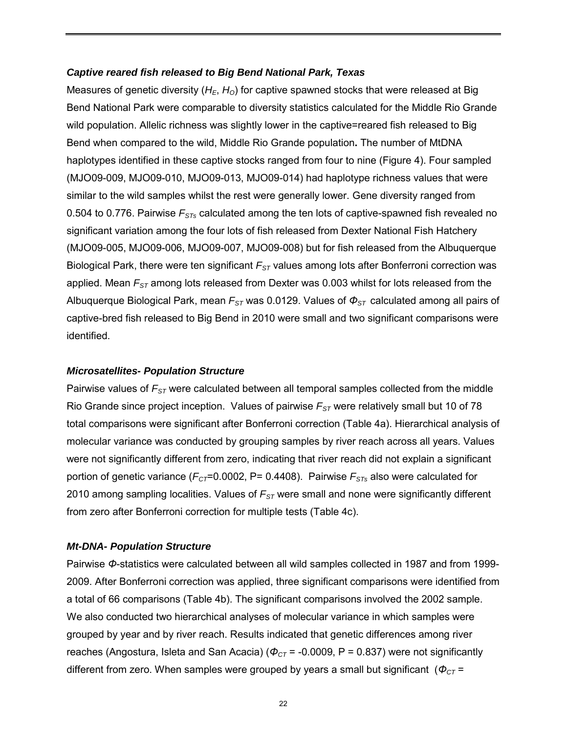### *Captive reared fish released to Big Bend National Park, Texas*

Measures of genetic diversity ($H_E$, $H_O$) for captive spawned stocks that were released at Big Bend National Park were comparable to diversity statistics calculated for the Middle Rio Grande wild population. Allelic richness was slightly lower in the captive=reared fish released to Big Bend when compared to the wild, Middle Rio Grande population**.** The number of MtDNA haplotypes identified in these captive stocks ranged from four to nine (Figure 4). Four sampled (MJO09-009, MJO09-010, MJO09-013, MJO09-014) had haplotype richness values that were similar to the wild samples whilst the rest were generally lower. Gene diversity ranged from 0.504 to 0.776. Pairwise $F_{STs}$ calculated among the ten lots of captive-spawned fish revealed no significant variation among the four lots of fish released from Dexter National Fish Hatchery (MJO09-005, MJO09-006, MJO09-007, MJO09-008) but for fish released from the Albuquerque Biological Park, there were ten significant $F_{ST}$ values among lots after Bonferroni correction was applied. Mean $F_{ST}$ among lots released from Dexter was 0.003 whilst for lots released from the Albuquerque Biological Park, mean $F_{ST}$ was 0.0129. Values of $\Phi_{ST}$ calculated among all pairs of captive-bred fish released to Big Bend in 2010 were small and two significant comparisons were identified.

### *Microsatellites- Population Structure*

Pairwise values of $F_{ST}$ were calculated between all temporal samples collected from the middle Rio Grande since project inception. Values of pairwise $F_{ST}$ were relatively small but 10 of 78 total comparisons were significant after Bonferroni correction (Table 4a). Hierarchical analysis of molecular variance was conducted by grouping samples by river reach across all years. Values were not significantly different from zero, indicating that river reach did not explain a significant portion of genetic variance ($F_{CT}$=0.0002, P= 0.4408). Pairwise $F_{STs}$ also were calculated for 2010 among sampling localities. Values of $F_{ST}$ were small and none were significantly different from zero after Bonferroni correction for multiple tests (Table 4c).

### *Mt-DNA- Population Structure*

Pairwise $\Phi$-statistics were calculated between all wild samples collected in 1987 and from 1999-2009. After Bonferroni correction was applied, three significant comparisons were identified from a total of 66 comparisons (Table 4b). The significant comparisons involved the 2002 sample. We also conducted two hierarchical analyses of molecular variance in which samples were grouped by year and by river reach. Results indicated that genetic differences among river reaches (Angostura, Isleta and San Acacia) ($\Phi_{CT}$ = -0.0009, P = 0.837) were not significantly different from zero. When samples were grouped by years a small but significant ($\Phi_{CT}$ =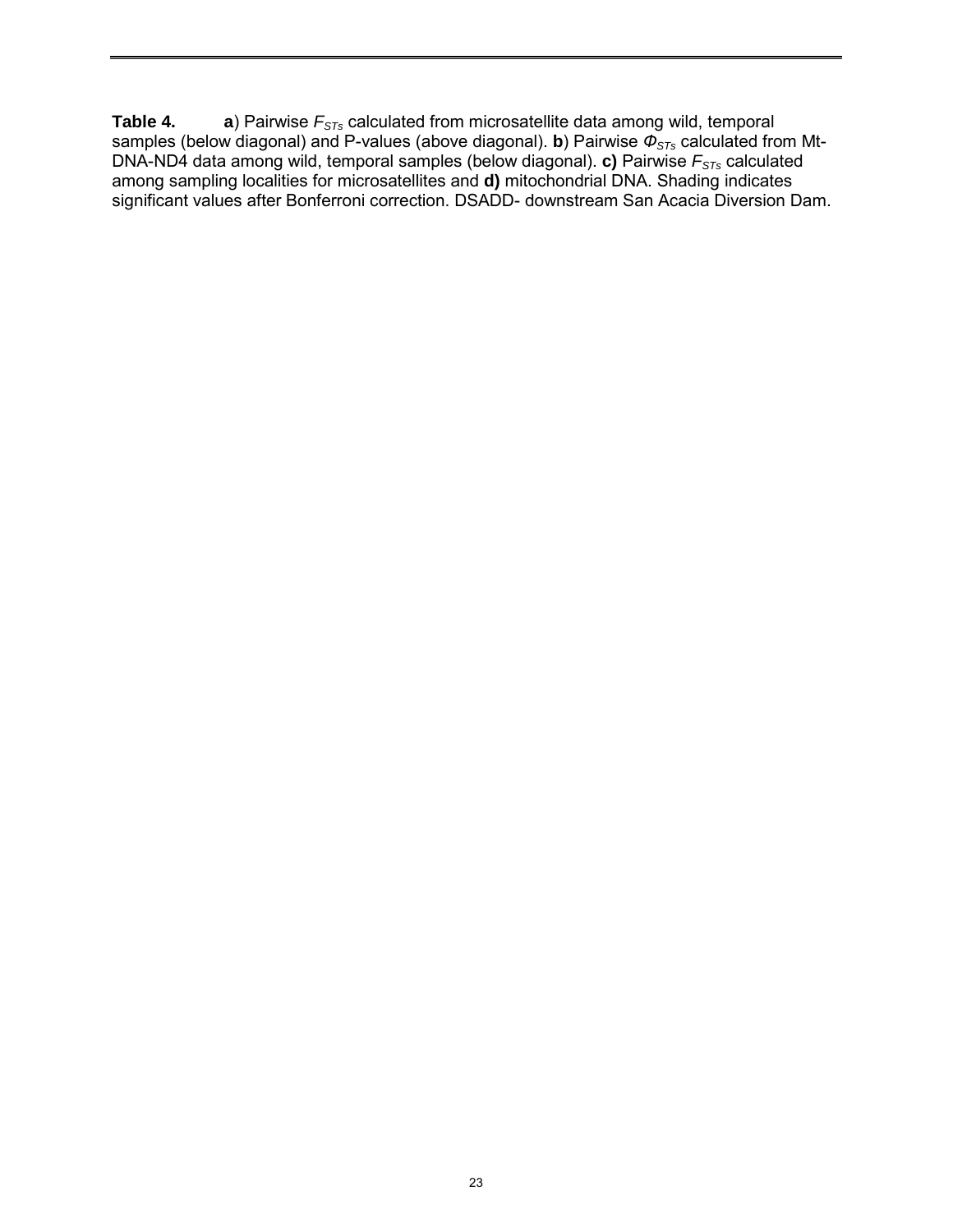**Table 4.** **a**) Pairwise $F_{STs}$ calculated from microsatellite data among wild, temporal samples (below diagonal) and P-values (above diagonal). **b**) Pairwise $\Phi_{STs}$ calculated from Mt-DNA-ND4 data among wild, temporal samples (below diagonal). **c)** Pairwise $F_{STs}$ calculated among sampling localities for microsatellites and **d)** mitochondrial DNA. Shading indicates significant values after Bonferroni correction. DSADD- downstream San Acacia Diversion Dam.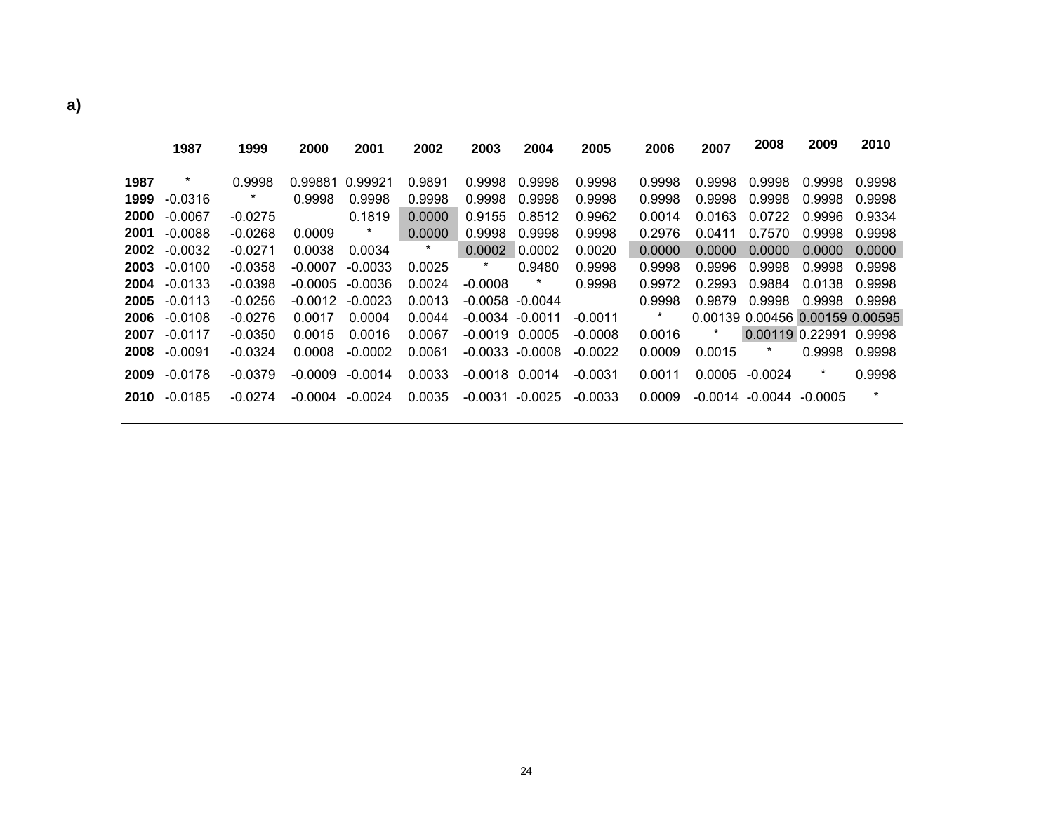**a)**

| | 1987 | 1999 | 2000 | 2001 | 2002 | 2003 | 2004 | 2005 | 2006 | 2007 | 2008 | 2009 | 2010 |
|---|---|---|---|---|---|---|---|---|---|---|---|---|---|
| 1987 | * | 0.9998 | 0.99881 | 0.99921 | 0.9891 | 0.9998 | 0.9998 | 0.9998 | 0.9998 | 0.9998 | 0.9998 | 0.9998 | 0.9998 |
| 1999 | -0.0316 | * | 0.9998 | 0.9998 | 0.9998 | 0.9998 | 0.9998 | 0.9998 | 0.9998 | 0.9998 | 0.9998 | 0.9998 | 0.9998 |
| 2000 | -0.0067 | -0.0275 | | 0.1819 | 0.0000 | 0.9155 | 0.8512 | 0.9962 | 0.0014 | 0.0163 | 0.0722 | 0.9996 | 0.9334 |
| 2001 | -0.0088 | -0.0268 | 0.0009 | * | 0.0000 | 0.9998 | 0.9998 | 0.9998 | 0.2976 | 0.0411 | 0.7570 | 0.9998 | 0.9998 |
| 2002 | -0.0032 | -0.0271 | 0.0038 | 0.0034 | * | 0.0002 | 0.0002 | 0.0020 | 0.0000 | 0.0000 | 0.0000 | 0.0000 | 0.0000 |
| 2003 | -0.0100 | -0.0358 | -0.0007 | -0.0033 | 0.0025 | * | 0.9480 | 0.9998 | 0.9998 | 0.9996 | 0.9998 | 0.9998 | 0.9998 |
| 2004 | -0.0133 | -0.0398 | -0.0005 | -0.0036 | 0.0024 | -0.0008 | * | 0.9998 | 0.9972 | 0.2993 | 0.9884 | 0.0138 | 0.9998 |
| 2005 | -0.0113 | -0.0256 | -0.0012 | -0.0023 | 0.0013 | -0.0058 | -0.0044 | | 0.9998 | 0.9879 | 0.9998 | 0.9998 | 0.9998 |
| 2006 | -0.0108 | -0.0276 | 0.0017 | 0.0004 | 0.0044 | -0.0034 | -0.0011 | -0.0011 | * | 0.00139 | 0.00456 | 0.00159 | 0.00595 |
| 2007 | -0.0117 | -0.0350 | 0.0015 | 0.0016 | 0.0067 | -0.0019 | 0.0005 | -0.0008 | 0.0016 | * | 0.00119 | 0.22991 | 0.9998 |
| 2008 | -0.0091 | -0.0324 | 0.0008 | -0.0002 | 0.0061 | -0.0033 | -0.0008 | -0.0022 | 0.0009 | 0.0015 | * | 0.9998 | 0.9998 |
| 2009 | -0.0178 | -0.0379 | -0.0009 | -0.0014 | 0.0033 | -0.0018 | 0.0014 | -0.0031 | 0.0011 | 0.0005 | -0.0024 | * | 0.9998 |
| 2010 | -0.0185 | -0.0274 | -0.0004 | -0.0024 | 0.0035 | -0.0031 | -0.0025 | -0.0033 | 0.0009 | -0.0014 | -0.0044 | -0.0005 | * |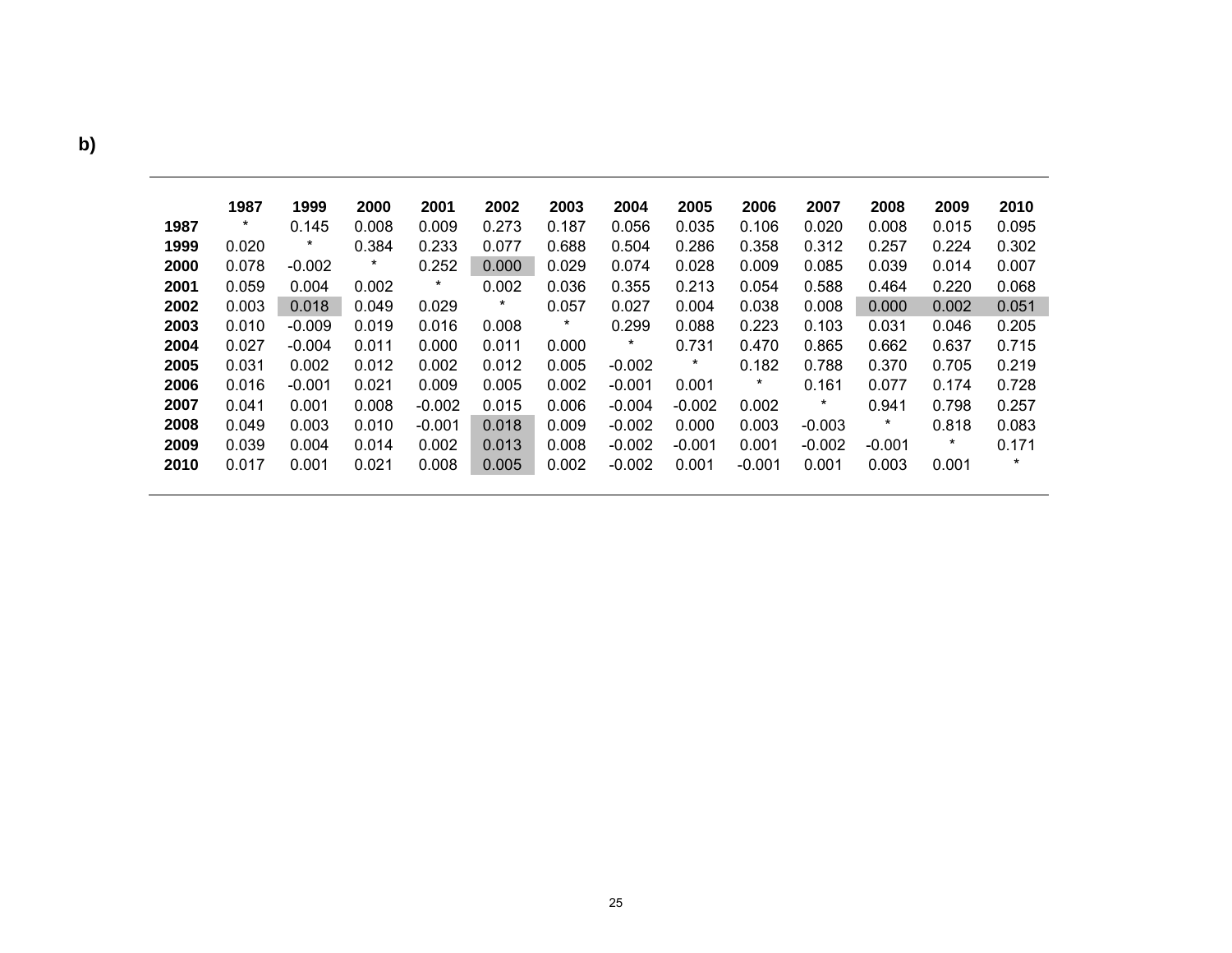**b)**

| | 1987 | 1999 | 2000 | 2001 | 2002 | 2003 | 2004 | 2005 | 2006 | 2007 | 2008 | 2009 | 2010 |
|---|---|---|---|---|---|---|---|---|---|---|---|---|---|
| **1987** | * | 0.145 | 0.008 | 0.009 | 0.273 | 0.187 | 0.056 | 0.035 | 0.106 | 0.020 | 0.008 | 0.015 | 0.095 |
| **1999** | 0.020 | * | 0.384 | 0.233 | 0.077 | 0.688 | 0.504 | 0.286 | 0.358 | 0.312 | 0.257 | 0.224 | 0.302 |
| **2000** | 0.078 | -0.002 | * | 0.252 | 0.000 | 0.029 | 0.074 | 0.028 | 0.009 | 0.085 | 0.039 | 0.014 | 0.007 |
| **2001** | 0.059 | 0.004 | 0.002 | * | 0.002 | 0.036 | 0.355 | 0.213 | 0.054 | 0.588 | 0.464 | 0.220 | 0.068 |
| **2002** | 0.003 | 0.018 | 0.049 | 0.029 | * | 0.057 | 0.027 | 0.004 | 0.038 | 0.008 | 0.000 | 0.002 | 0.051 |
| **2003** | 0.010 | -0.009 | 0.019 | 0.016 | 0.008 | * | 0.299 | 0.088 | 0.223 | 0.103 | 0.031 | 0.046 | 0.205 |
| **2004** | 0.027 | -0.004 | 0.011 | 0.000 | 0.011 | 0.000 | * | 0.731 | 0.470 | 0.865 | 0.662 | 0.637 | 0.715 |
| **2005** | 0.031 | 0.002 | 0.012 | 0.002 | 0.012 | 0.005 | -0.002 | * | 0.182 | 0.788 | 0.370 | 0.705 | 0.219 |
| **2006** | 0.016 | -0.001 | 0.021 | 0.009 | 0.005 | 0.002 | -0.001 | 0.001 | * | 0.161 | 0.077 | 0.174 | 0.728 |
| **2007** | 0.041 | 0.001 | 0.008 | -0.002 | 0.015 | 0.006 | -0.004 | -0.002 | 0.002 | * | 0.941 | 0.798 | 0.257 |
| **2008** | 0.049 | 0.003 | 0.010 | -0.001 | 0.018 | 0.009 | -0.002 | 0.000 | 0.003 | -0.003 | * | 0.818 | 0.083 |
| **2009** | 0.039 | 0.004 | 0.014 | 0.002 | 0.013 | 0.008 | -0.002 | -0.001 | 0.001 | -0.002 | -0.001 | * | 0.171 |
| **2010** | 0.017 | 0.001 | 0.021 | 0.008 | 0.005 | 0.002 | -0.002 | 0.001 | -0.001 | 0.001 | 0.003 | 0.001 | * |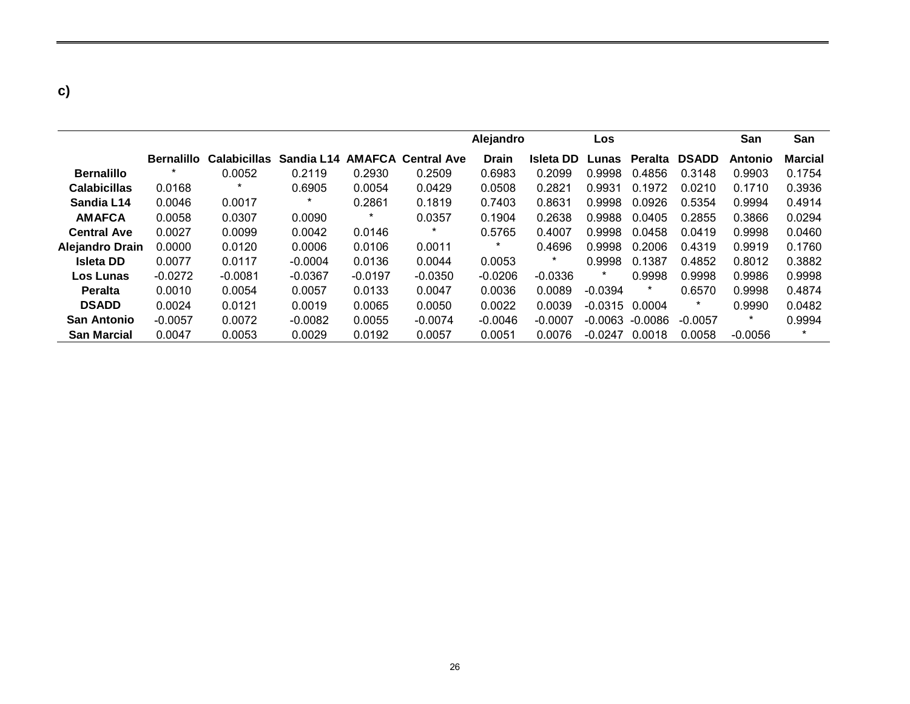**c)**

| | Bernalillo | Calabicillas | Sandia L14 | AMAFCA | Central Ave | Alejandro Drain | Isleta DD | Los Lunas | Peralta | DSADD | San Antonio | San Marcial |
|---|---|---|---|---|---|---|---|---|---|---|---|---|
| **Bernalillo** | * | 0.0052 | 0.2119 | 0.2930 | 0.2509 | 0.6983 | 0.2099 | 0.9998 | 0.4856 | 0.3148 | 0.9903 | 0.1754 |
| **Calabicillas** | 0.0168 | * | 0.6905 | 0.0054 | 0.0429 | 0.0508 | 0.2821 | 0.9931 | 0.1972 | 0.0210 | 0.1710 | 0.3936 |
| **Sandia L14** | 0.0046 | 0.0017 | * | 0.2861 | 0.1819 | 0.7403 | 0.8631 | 0.9998 | 0.0926 | 0.5354 | 0.9994 | 0.4914 |
| **AMAFCA** | 0.0058 | 0.0307 | 0.0090 | * | 0.0357 | 0.1904 | 0.2638 | 0.9988 | 0.0405 | 0.2855 | 0.3866 | 0.0294 |
| **Central Ave** | 0.0027 | 0.0099 | 0.0042 | 0.0146 | * | 0.5765 | 0.4007 | 0.9998 | 0.0458 | 0.0419 | 0.9998 | 0.0460 |
| **Alejandro Drain** | 0.0000 | 0.0120 | 0.0006 | 0.0106 | 0.0011 | * | 0.4696 | 0.9998 | 0.2006 | 0.4319 | 0.9919 | 0.1760 |
| **Isleta DD** | 0.0077 | 0.0117 | -0.0004 | 0.0136 | 0.0044 | 0.0053 | * | 0.9998 | 0.1387 | 0.4852 | 0.8012 | 0.3882 |
| **Los Lunas** | -0.0272 | -0.0081 | -0.0367 | -0.0197 | -0.0350 | -0.0206 | -0.0336 | * | 0.9998 | 0.9998 | 0.9986 | 0.9998 |
| **Peralta** | 0.0010 | 0.0054 | 0.0057 | 0.0133 | 0.0047 | 0.0036 | 0.0089 | -0.0394 | * | 0.6570 | 0.9998 | 0.4874 |
| **DSADD** | 0.0024 | 0.0121 | 0.0019 | 0.0065 | 0.0050 | 0.0022 | 0.0039 | -0.0315 | 0.0004 | * | 0.9990 | 0.0482 |
| **San Antonio** | -0.0057 | 0.0072 | -0.0082 | 0.0055 | -0.0074 | -0.0046 | -0.0007 | -0.0063 | -0.0086 | -0.0057 | * | 0.9994 |
| **San Marcial** | 0.0047 | 0.0053 | 0.0029 | 0.0192 | 0.0057 | 0.0051 | 0.0076 | -0.0247 | 0.0018 | 0.0058 | -0.0056 | * |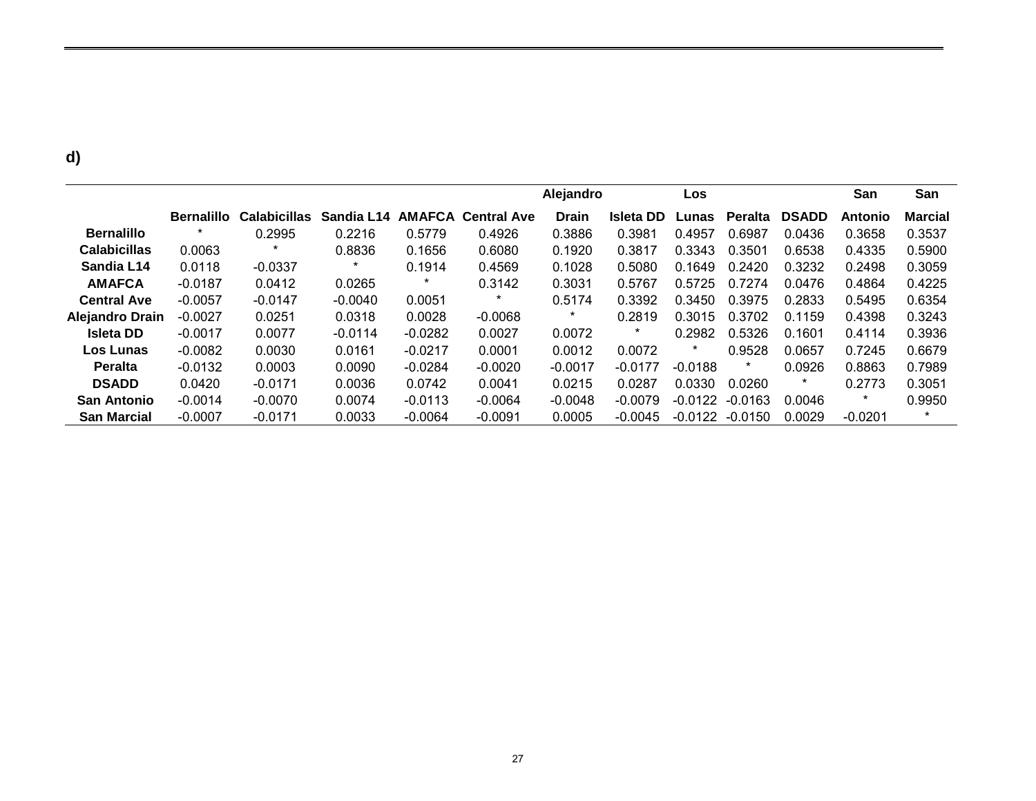**d)**

| | Bernalillo | Calabicillas | Sandia L14 | AMAFCA | Central Ave | Alejandro Drain | Isleta DD | Los Lunas | Peralta | DSADD | San Antonio | San Marcial |
|---|---|---|---|---|---|---|---|---|---|---|---|---|
| **Bernalillo** | * | 0.2995 | 0.2216 | 0.5779 | 0.4926 | 0.3886 | 0.3981 | 0.4957 | 0.6987 | 0.0436 | 0.3658 | 0.3537 |
| **Calabicillas** | 0.0063 | * | 0.8836 | 0.1656 | 0.6080 | 0.1920 | 0.3817 | 0.3343 | 0.3501 | 0.6538 | 0.4335 | 0.5900 |
| **Sandia L14** | 0.0118 | -0.0337 | * | 0.1914 | 0.4569 | 0.1028 | 0.5080 | 0.1649 | 0.2420 | 0.3232 | 0.2498 | 0.3059 |
| **AMAFCA** | -0.0187 | 0.0412 | 0.0265 | * | 0.3142 | 0.3031 | 0.5767 | 0.5725 | 0.7274 | 0.0476 | 0.4864 | 0.4225 |
| **Central Ave** | -0.0057 | -0.0147 | -0.0040 | 0.0051 | * | 0.5174 | 0.3392 | 0.3450 | 0.3975 | 0.2833 | 0.5495 | 0.6354 |
| **Alejandro Drain** | -0.0027 | 0.0251 | 0.0318 | 0.0028 | -0.0068 | * | 0.2819 | 0.3015 | 0.3702 | 0.1159 | 0.4398 | 0.3243 |
| **Isleta DD** | -0.0017 | 0.0077 | -0.0114 | -0.0282 | 0.0027 | 0.0072 | * | 0.2982 | 0.5326 | 0.1601 | 0.4114 | 0.3936 |
| **Los Lunas** | -0.0082 | 0.0030 | 0.0161 | -0.0217 | 0.0001 | 0.0012 | 0.0072 | * | 0.9528 | 0.0657 | 0.7245 | 0.6679 |
| **Peralta** | -0.0132 | 0.0003 | 0.0090 | -0.0284 | -0.0020 | -0.0017 | -0.0177 | -0.0188 | * | 0.0926 | 0.8863 | 0.7989 |
| **DSADD** | 0.0420 | -0.0171 | 0.0036 | 0.0742 | 0.0041 | 0.0215 | 0.0287 | 0.0330 | 0.0260 | * | 0.2773 | 0.3051 |
| **San Antonio** | -0.0014 | -0.0070 | 0.0074 | -0.0113 | -0.0064 | -0.0048 | -0.0079 | -0.0122 | -0.0163 | 0.0046 | * | 0.9950 |
| **San Marcial** | -0.0007 | -0.0171 | 0.0033 | -0.0064 | -0.0091 | 0.0005 | -0.0045 | -0.0122 | -0.0150 | 0.0029 | -0.0201 | * |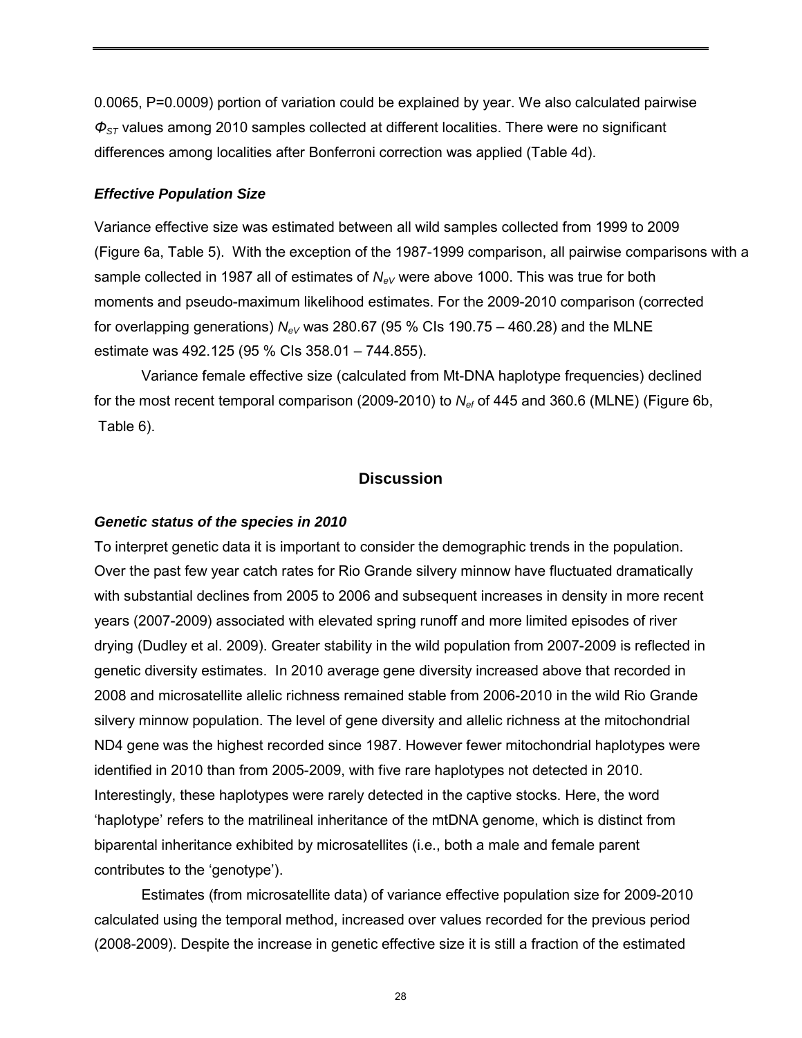0.0065, P=0.0009) portion of variation could be explained by year. We also calculated pairwise $\Phi_{ST}$ values among 2010 samples collected at different localities. There were no significant differences among localities after Bonferroni correction was applied (Table 4d).

### *Effective Population Size*

Variance effective size was estimated between all wild samples collected from 1999 to 2009 (Figure 6a, Table 5). With the exception of the 1987-1999 comparison, all pairwise comparisons with a sample collected in 1987 all of estimates of $N_{eV}$ were above 1000. This was true for both moments and pseudo-maximum likelihood estimates. For the 2009-2010 comparison (corrected for overlapping generations) $N_{eV}$ was 280.67 (95 % CIs 190.75 – 460.28) and the MLNE estimate was 492.125 (95 % CIs 358.01 – 744.855).

Variance female effective size (calculated from Mt-DNA haplotype frequencies) declined for the most recent temporal comparison (2009-2010) to $N_{ef}$ of 445 and 360.6 (MLNE) (Figure 6b, Table 6).

## Discussion

### *Genetic status of the species in 2010*

To interpret genetic data it is important to consider the demographic trends in the population. Over the past few year catch rates for Rio Grande silvery minnow have fluctuated dramatically with substantial declines from 2005 to 2006 and subsequent increases in density in more recent years (2007-2009) associated with elevated spring runoff and more limited episodes of river drying (Dudley et al. 2009). Greater stability in the wild population from 2007-2009 is reflected in genetic diversity estimates. In 2010 average gene diversity increased above that recorded in 2008 and microsatellite allelic richness remained stable from 2006-2010 in the wild Rio Grande silvery minnow population. The level of gene diversity and allelic richness at the mitochondrial ND4 gene was the highest recorded since 1987. However fewer mitochondrial haplotypes were identified in 2010 than from 2005-2009, with five rare haplotypes not detected in 2010. Interestingly, these haplotypes were rarely detected in the captive stocks. Here, the word 'haplotype' refers to the matrilineal inheritance of the mtDNA genome, which is distinct from biparental inheritance exhibited by microsatellites (i.e., both a male and female parent contributes to the 'genotype').

Estimates (from microsatellite data) of variance effective population size for 2009-2010 calculated using the temporal method, increased over values recorded for the previous period (2008-2009). Despite the increase in genetic effective size it is still a fraction of the estimated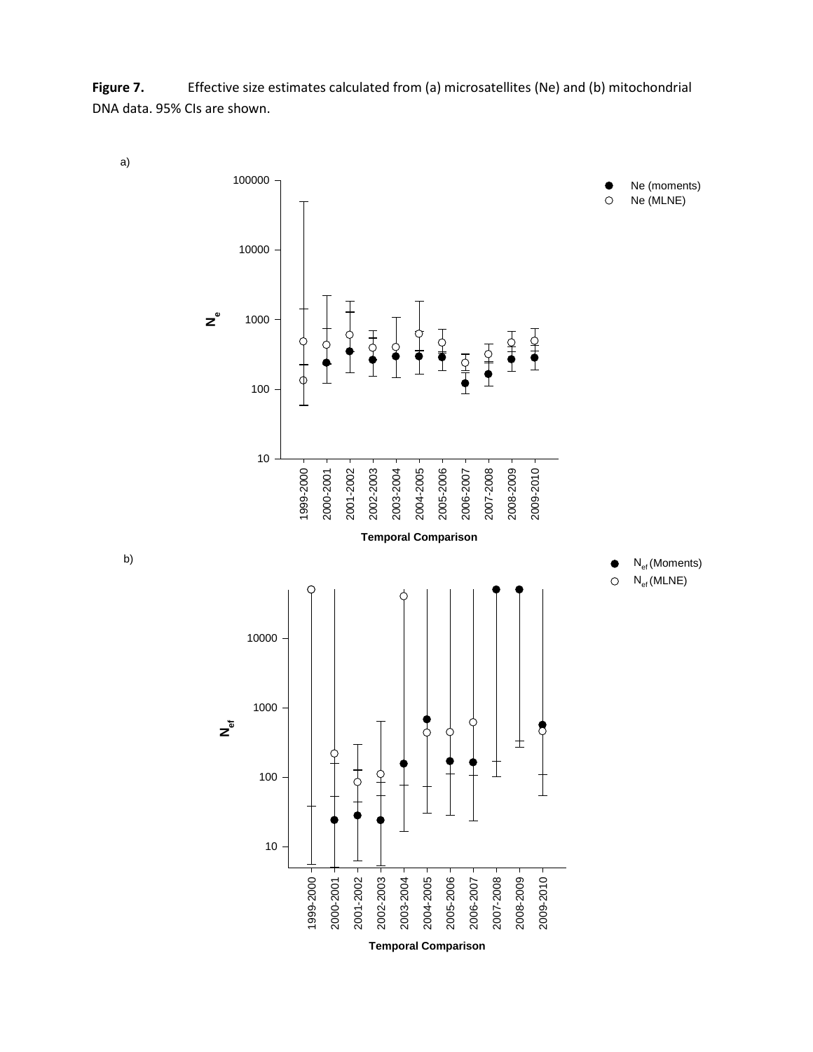**Figure 7.** Effective size estimates calculated from (a) microsatellites (Ne) and (b) mitochondrial DNA data. 95% CIs are shown.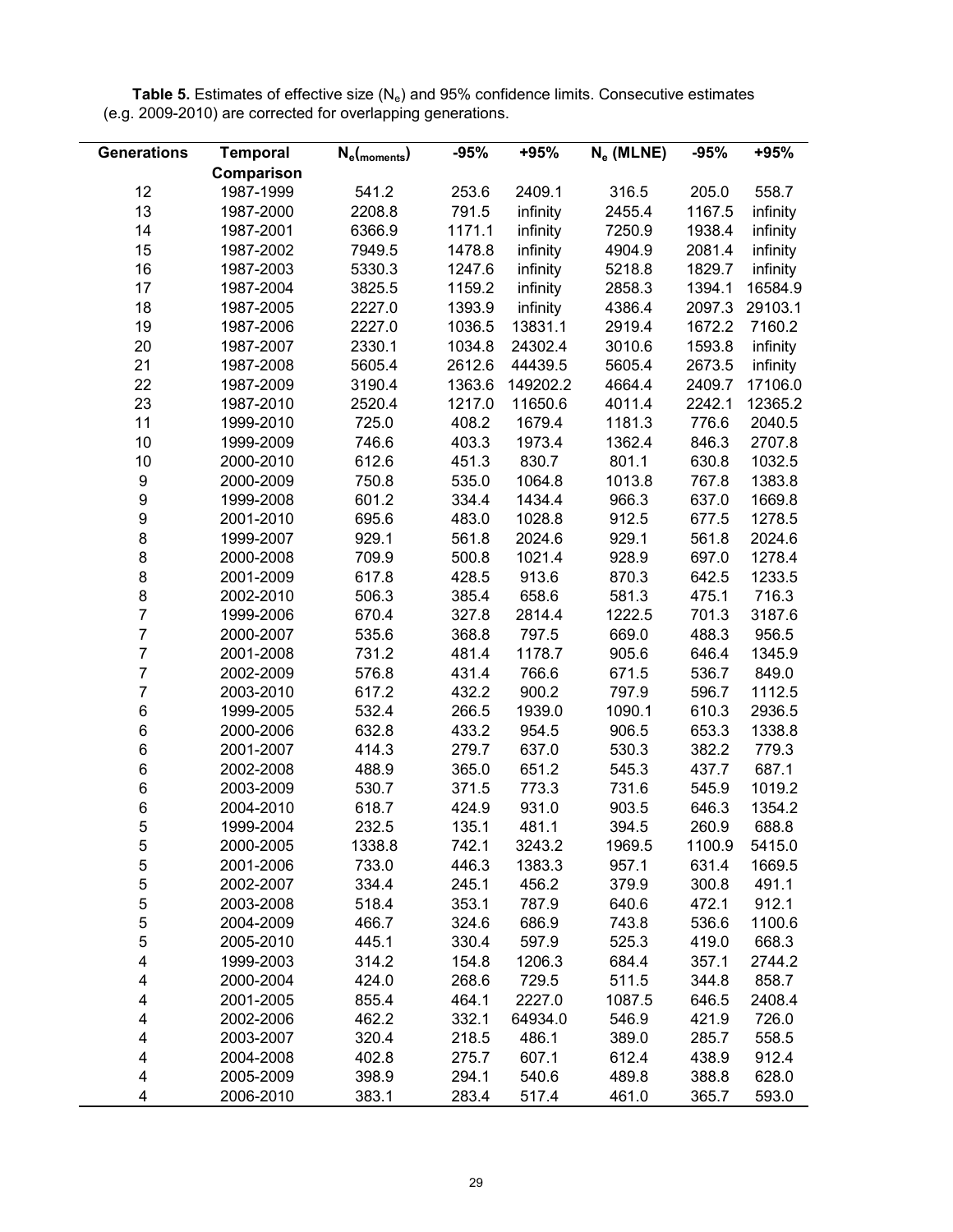**Table 5.** Estimates of effective size ($N_e$) and 95% confidence limits. Consecutive estimates (e.g. 2009-2010) are corrected for overlapping generations.

| Generations | Temporal Comparison | $N_e$(moments) | -95% | +95% | $N_e$ (MLNE) | -95% | +95% |
|---|---|---|---|---|---|---|---|
| 12 | 1987-1999 | 541.2 | 253.6 | 2409.1 | 316.5 | 205.0 | 558.7 |
| 13 | 1987-2000 | 2208.8 | 791.5 | infinity | 2455.4 | 1167.5 | infinity |
| 14 | 1987-2001 | 6366.9 | 1171.1 | infinity | 7250.9 | 1938.4 | infinity |
| 15 | 1987-2002 | 7949.5 | 1478.8 | infinity | 4904.9 | 2081.4 | infinity |
| 16 | 1987-2003 | 5330.3 | 1247.6 | infinity | 5218.8 | 1829.7 | infinity |
| 17 | 1987-2004 | 3825.5 | 1159.2 | infinity | 2858.3 | 1394.1 | 16584.9 |
| 18 | 1987-2005 | 2227.0 | 1393.9 | infinity | 4386.4 | 2097.3 | 29103.1 |
| 19 | 1987-2006 | 2227.0 | 1036.5 | 13831.1 | 2919.4 | 1672.2 | 7160.2 |
| 20 | 1987-2007 | 2330.1 | 1034.8 | 24302.4 | 3010.6 | 1593.8 | infinity |
| 21 | 1987-2008 | 5605.4 | 2612.6 | 44439.5 | 5605.4 | 2673.5 | infinity |
| 22 | 1987-2009 | 3190.4 | 1363.6 | 149202.2 | 4664.4 | 2409.7 | 17106.0 |
| 23 | 1987-2010 | 2520.4 | 1217.0 | 11650.6 | 4011.4 | 2242.1 | 12365.2 |
| 11 | 1999-2010 | 725.0 | 408.2 | 1679.4 | 1181.3 | 776.6 | 2040.5 |
| 10 | 1999-2009 | 746.6 | 403.3 | 1973.4 | 1362.4 | 846.3 | 2707.8 |
| 10 | 2000-2010 | 612.6 | 451.3 | 830.7 | 801.1 | 630.8 | 1032.5 |
| 9 | 2000-2009 | 750.8 | 535.0 | 1064.8 | 1013.8 | 767.8 | 1383.8 |
| 9 | 1999-2008 | 601.2 | 334.4 | 1434.4 | 966.3 | 637.0 | 1669.8 |
| 9 | 2001-2010 | 695.6 | 483.0 | 1028.8 | 912.5 | 677.5 | 1278.5 |
| 8 | 1999-2007 | 929.1 | 561.8 | 2024.6 | 929.1 | 561.8 | 2024.6 |
| 8 | 2000-2008 | 709.9 | 500.8 | 1021.4 | 928.9 | 697.0 | 1278.4 |
| 8 | 2001-2009 | 617.8 | 428.5 | 913.6 | 870.3 | 642.5 | 1233.5 |
| 8 | 2002-2010 | 506.3 | 385.4 | 658.6 | 581.3 | 475.1 | 716.3 |
| 7 | 1999-2006 | 670.4 | 327.8 | 2814.4 | 1222.5 | 701.3 | 3187.6 |
| 7 | 2000-2007 | 535.6 | 368.8 | 797.5 | 669.0 | 488.3 | 956.5 |
| 7 | 2001-2008 | 731.2 | 481.4 | 1178.7 | 905.6 | 646.4 | 1345.9 |
| 7 | 2002-2009 | 576.8 | 431.4 | 766.6 | 671.5 | 536.7 | 849.0 |
| 7 | 2003-2010 | 617.2 | 432.2 | 900.2 | 797.9 | 596.7 | 1112.5 |
| 6 | 1999-2005 | 532.4 | 266.5 | 1939.0 | 1090.1 | 610.3 | 2936.5 |
| 6 | 2000-2006 | 632.8 | 433.2 | 954.5 | 906.5 | 653.3 | 1338.8 |
| 6 | 2001-2007 | 414.3 | 279.7 | 637.0 | 530.3 | 382.2 | 779.3 |
| 6 | 2002-2008 | 488.9 | 365.0 | 651.2 | 545.3 | 437.7 | 687.1 |
| 6 | 2003-2009 | 530.7 | 371.5 | 773.3 | 731.6 | 545.9 | 1019.2 |
| 6 | 2004-2010 | 618.7 | 424.9 | 931.0 | 903.5 | 646.3 | 1354.2 |
| 5 | 1999-2004 | 232.5 | 135.1 | 481.1 | 394.5 | 260.9 | 688.8 |
| 5 | 2000-2005 | 1338.8 | 742.1 | 3243.2 | 1969.5 | 1100.9 | 5415.0 |
| 5 | 2001-2006 | 733.0 | 446.3 | 1383.3 | 957.1 | 631.4 | 1669.5 |
| 5 | 2002-2007 | 334.4 | 245.1 | 456.2 | 379.9 | 300.8 | 491.1 |
| 5 | 2003-2008 | 518.4 | 353.1 | 787.9 | 640.6 | 472.1 | 912.1 |
| 5 | 2004-2009 | 466.7 | 324.6 | 686.9 | 743.8 | 536.6 | 1100.6 |
| 5 | 2005-2010 | 445.1 | 330.4 | 597.9 | 525.3 | 419.0 | 668.3 |
| 4 | 1999-2003 | 314.2 | 154.8 | 1206.3 | 684.4 | 357.1 | 2744.2 |
| 4 | 2000-2004 | 424.0 | 268.6 | 729.5 | 511.5 | 344.8 | 858.7 |
| 4 | 2001-2005 | 855.4 | 464.1 | 2227.0 | 1087.5 | 646.5 | 2408.4 |
| 4 | 2002-2006 | 462.2 | 332.1 | 64934.0 | 546.9 | 421.9 | 726.0 |
| 4 | 2003-2007 | 320.4 | 218.5 | 486.1 | 389.0 | 285.7 | 558.5 |
| 4 | 2004-2008 | 402.8 | 275.7 | 607.1 | 612.4 | 438.9 | 912.4 |
| 4 | 2005-2009 | 398.9 | 294.1 | 540.6 | 489.8 | 388.8 | 628.0 |
| 4 | 2006-2010 | 383.1 | 283.4 | 517.4 | 461.0 | 365.7 | 593.0 |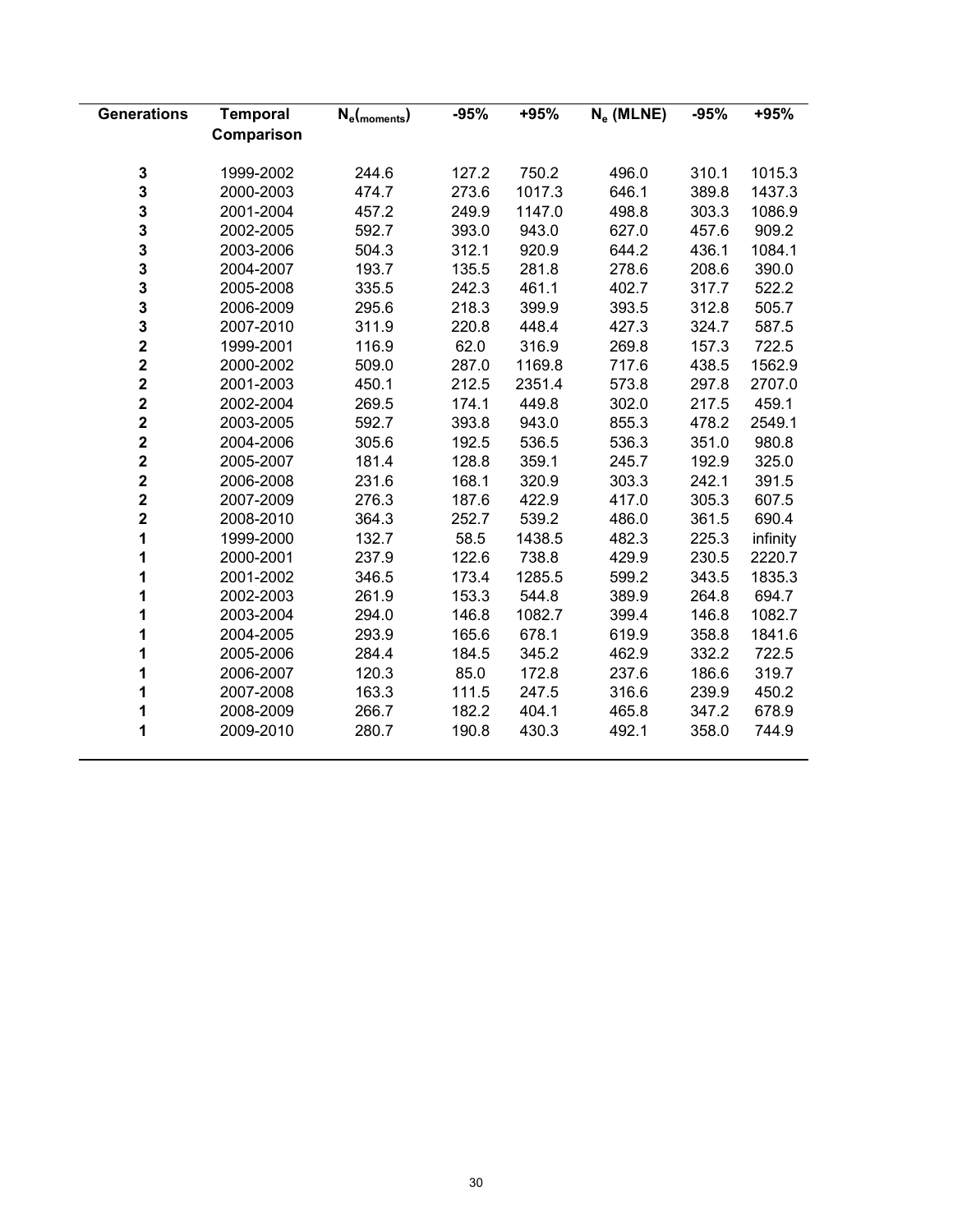| Generations | Temporal Comparison | $N_e$(moments) | -95% | +95% | $N_e$ (MLNE) | -95% | +95% |
|---|---|---|---|---|---|---|---|
| **3** | 1999-2002 | 244.6 | 127.2 | 750.2 | 496.0 | 310.1 | 1015.3 |
| **3** | 2000-2003 | 474.7 | 273.6 | 1017.3 | 646.1 | 389.8 | 1437.3 |
| **3** | 2001-2004 | 457.2 | 249.9 | 1147.0 | 498.8 | 303.3 | 1086.9 |
| **3** | 2002-2005 | 592.7 | 393.0 | 943.0 | 627.0 | 457.6 | 909.2 |
| **3** | 2003-2006 | 504.3 | 312.1 | 920.9 | 644.2 | 436.1 | 1084.1 |
| **3** | 2004-2007 | 193.7 | 135.5 | 281.8 | 278.6 | 208.6 | 390.0 |
| **3** | 2005-2008 | 335.5 | 242.3 | 461.1 | 402.7 | 317.7 | 522.2 |
| **3** | 2006-2009 | 295.6 | 218.3 | 399.9 | 393.5 | 312.8 | 505.7 |
| **3** | 2007-2010 | 311.9 | 220.8 | 448.4 | 427.3 | 324.7 | 587.5 |
| **2** | 1999-2001 | 116.9 | 62.0 | 316.9 | 269.8 | 157.3 | 722.5 |
| **2** | 2000-2002 | 509.0 | 287.0 | 1169.8 | 717.6 | 438.5 | 1562.9 |
| **2** | 2001-2003 | 450.1 | 212.5 | 2351.4 | 573.8 | 297.8 | 2707.0 |
| **2** | 2002-2004 | 269.5 | 174.1 | 449.8 | 302.0 | 217.5 | 459.1 |
| **2** | 2003-2005 | 592.7 | 393.8 | 943.0 | 855.3 | 478.2 | 2549.1 |
| **2** | 2004-2006 | 305.6 | 192.5 | 536.5 | 536.3 | 351.0 | 980.8 |
| **2** | 2005-2007 | 181.4 | 128.8 | 359.1 | 245.7 | 192.9 | 325.0 |
| **2** | 2006-2008 | 231.6 | 168.1 | 320.9 | 303.3 | 242.1 | 391.5 |
| **2** | 2007-2009 | 276.3 | 187.6 | 422.9 | 417.0 | 305.3 | 607.5 |
| **2** | 2008-2010 | 364.3 | 252.7 | 539.2 | 486.0 | 361.5 | 690.4 |
| **1** | 1999-2000 | 132.7 | 58.5 | 1438.5 | 482.3 | 225.3 | infinity |
| **1** | 2000-2001 | 237.9 | 122.6 | 738.8 | 429.9 | 230.5 | 2220.7 |
| **1** | 2001-2002 | 346.5 | 173.4 | 1285.5 | 599.2 | 343.5 | 1835.3 |
| **1** | 2002-2003 | 261.9 | 153.3 | 544.8 | 389.9 | 264.8 | 694.7 |
| **1** | 2003-2004 | 294.0 | 146.8 | 1082.7 | 399.4 | 146.8 | 1082.7 |
| **1** | 2004-2005 | 293.9 | 165.6 | 678.1 | 619.9 | 358.8 | 1841.6 |
| **1** | 2005-2006 | 284.4 | 184.5 | 345.2 | 462.9 | 332.2 | 722.5 |
| **1** | 2006-2007 | 120.3 | 85.0 | 172.8 | 237.6 | 186.6 | 319.7 |
| **1** | 2007-2008 | 163.3 | 111.5 | 247.5 | 316.6 | 239.9 | 450.2 |
| **1** | 2008-2009 | 266.7 | 182.2 | 404.1 | 465.8 | 347.2 | 678.9 |
| **1** | 2009-2010 | 280.7 | 190.8 | 430.3 | 492.1 | 358.0 | 744.9 |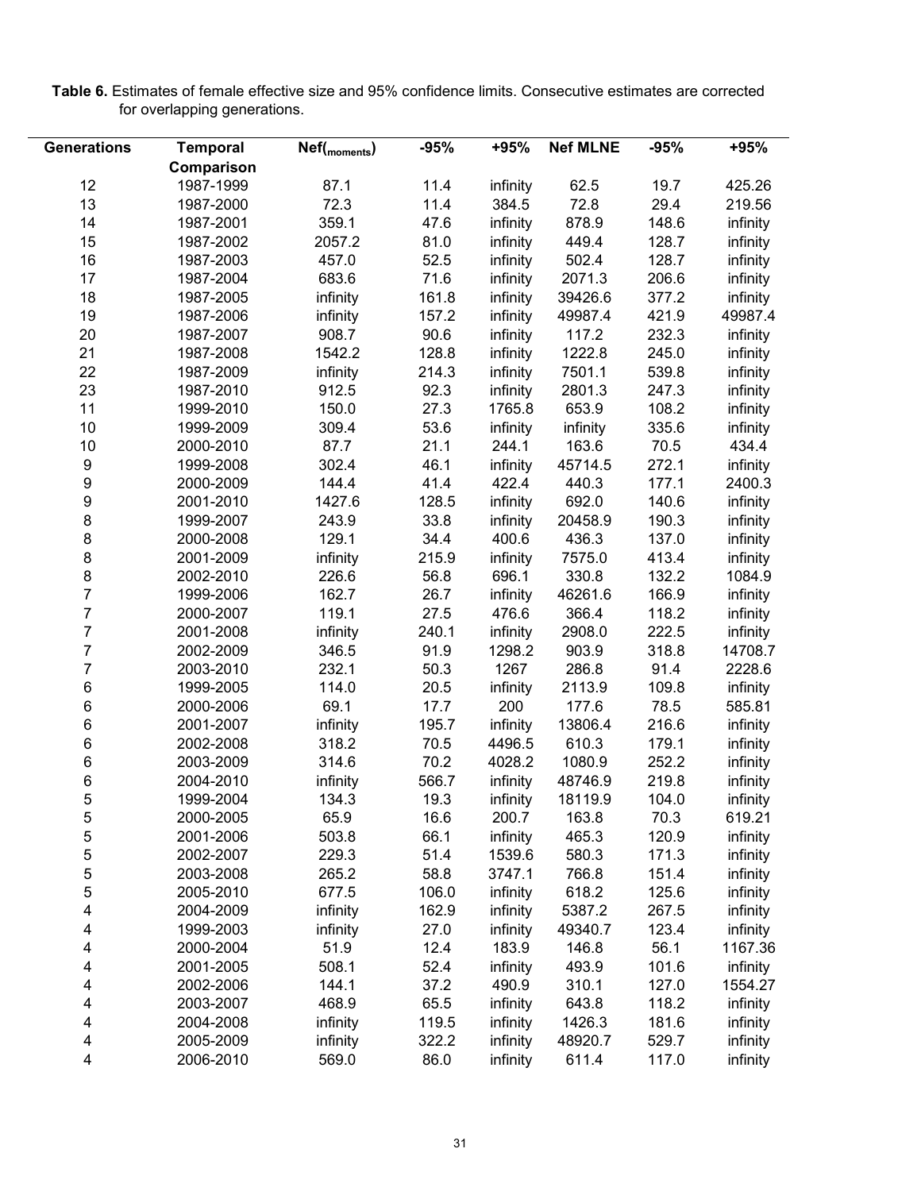**Table 6.** Estimates of female effective size and 95% confidence limits. Consecutive estimates are corrected for overlapping generations.

| Generations | Temporal Comparison | $Nef_{(moments)}$ | -95% | +95% | Nef MLNE | -95% | +95% |
|---|---|---|---|---|---|---|---|
| 12 | 1987-1999 | 87.1 | 11.4 | infinity | 62.5 | 19.7 | 425.26 |
| 13 | 1987-2000 | 72.3 | 11.4 | 384.5 | 72.8 | 29.4 | 219.56 |
| 14 | 1987-2001 | 359.1 | 47.6 | infinity | 878.9 | 148.6 | infinity |
| 15 | 1987-2002 | 2057.2 | 81.0 | infinity | 449.4 | 128.7 | infinity |
| 16 | 1987-2003 | 457.0 | 52.5 | infinity | 502.4 | 128.7 | infinity |
| 17 | 1987-2004 | 683.6 | 71.6 | infinity | 2071.3 | 206.6 | infinity |
| 18 | 1987-2005 | infinity | 161.8 | infinity | 39426.6 | 377.2 | infinity |
| 19 | 1987-2006 | infinity | 157.2 | infinity | 49987.4 | 421.9 | 49987.4 |
| 20 | 1987-2007 | 908.7 | 90.6 | infinity | 117.2 | 232.3 | infinity |
| 21 | 1987-2008 | 1542.2 | 128.8 | infinity | 1222.8 | 245.0 | infinity |
| 22 | 1987-2009 | infinity | 214.3 | infinity | 7501.1 | 539.8 | infinity |
| 23 | 1987-2010 | 912.5 | 92.3 | infinity | 2801.3 | 247.3 | infinity |
| 11 | 1999-2010 | 150.0 | 27.3 | 1765.8 | 653.9 | 108.2 | infinity |
| 10 | 1999-2009 | 309.4 | 53.6 | infinity | infinity | 335.6 | infinity |
| 10 | 2000-2010 | 87.7 | 21.1 | 244.1 | 163.6 | 70.5 | 434.4 |
| 9 | 1999-2008 | 302.4 | 46.1 | infinity | 45714.5 | 272.1 | infinity |
| 9 | 2000-2009 | 144.4 | 41.4 | 422.4 | 440.3 | 177.1 | 2400.3 |
| 9 | 2001-2010 | 1427.6 | 128.5 | infinity | 692.0 | 140.6 | infinity |
| 8 | 1999-2007 | 243.9 | 33.8 | infinity | 20458.9 | 190.3 | infinity |
| 8 | 2000-2008 | 129.1 | 34.4 | 400.6 | 436.3 | 137.0 | infinity |
| 8 | 2001-2009 | infinity | 215.9 | infinity | 7575.0 | 413.4 | infinity |
| 8 | 2002-2010 | 226.6 | 56.8 | 696.1 | 330.8 | 132.2 | 1084.9 |
| 7 | 1999-2006 | 162.7 | 26.7 | infinity | 46261.6 | 166.9 | infinity |
| 7 | 2000-2007 | 119.1 | 27.5 | 476.6 | 366.4 | 118.2 | infinity |
| 7 | 2001-2008 | infinity | 240.1 | infinity | 2908.0 | 222.5 | infinity |
| 7 | 2002-2009 | 346.5 | 91.9 | 1298.2 | 903.9 | 318.8 | 14708.7 |
| 7 | 2003-2010 | 232.1 | 50.3 | 1267 | 286.8 | 91.4 | 2228.6 |
| 6 | 1999-2005 | 114.0 | 20.5 | infinity | 2113.9 | 109.8 | infinity |
| 6 | 2000-2006 | 69.1 | 17.7 | 200 | 177.6 | 78.5 | 585.81 |
| 6 | 2001-2007 | infinity | 195.7 | infinity | 13806.4 | 216.6 | infinity |
| 6 | 2002-2008 | 318.2 | 70.5 | 4496.5 | 610.3 | 179.1 | infinity |
| 6 | 2003-2009 | 314.6 | 70.2 | 4028.2 | 1080.9 | 252.2 | infinity |
| 6 | 2004-2010 | infinity | 566.7 | infinity | 48746.9 | 219.8 | infinity |
| 5 | 1999-2004 | 134.3 | 19.3 | infinity | 18119.9 | 104.0 | infinity |
| 5 | 2000-2005 | 65.9 | 16.6 | 200.7 | 163.8 | 70.3 | 619.21 |
| 5 | 2001-2006 | 503.8 | 66.1 | infinity | 465.3 | 120.9 | infinity |
| 5 | 2002-2007 | 229.3 | 51.4 | 1539.6 | 580.3 | 171.3 | infinity |
| 5 | 2003-2008 | 265.2 | 58.8 | 3747.1 | 766.8 | 151.4 | infinity |
| 5 | 2005-2010 | 677.5 | 106.0 | infinity | 618.2 | 125.6 | infinity |
| 4 | 2004-2009 | infinity | 162.9 | infinity | 5387.2 | 267.5 | infinity |
| 4 | 1999-2003 | infinity | 27.0 | infinity | 49340.7 | 123.4 | infinity |
| 4 | 2000-2004 | 51.9 | 12.4 | 183.9 | 146.8 | 56.1 | 1167.36 |
| 4 | 2001-2005 | 508.1 | 52.4 | infinity | 493.9 | 101.6 | infinity |
| 4 | 2002-2006 | 144.1 | 37.2 | 490.9 | 310.1 | 127.0 | 1554.27 |
| 4 | 2003-2007 | 468.9 | 65.5 | infinity | 643.8 | 118.2 | infinity |
| 4 | 2004-2008 | infinity | 119.5 | infinity | 1426.3 | 181.6 | infinity |
| 4 | 2005-2009 | infinity | 322.2 | infinity | 48920.7 | 529.7 | infinity |
| 4 | 2006-2010 | 569.0 | 86.0 | infinity | 611.4 | 117.0 | infinity |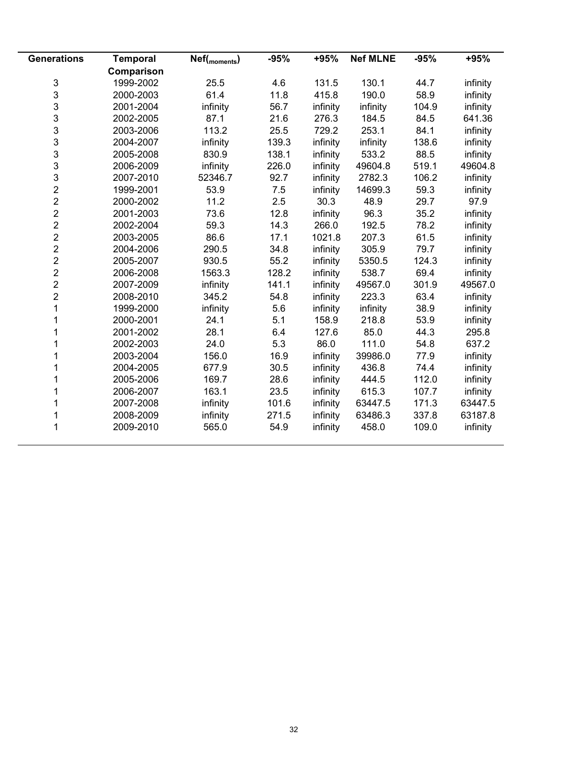| Generations | Temporal Comparison | $Nef_{(moments)}$ | -95% | +95% | Nef MLNE | -95% | +95% |
|---|---|---|---|---|---|---|---|
| 3 | 1999-2002 | 25.5 | 4.6 | 131.5 | 130.1 | 44.7 | infinity |
| 3 | 2000-2003 | 61.4 | 11.8 | 415.8 | 190.0 | 58.9 | infinity |
| 3 | 2001-2004 | infinity | 56.7 | infinity | infinity | 104.9 | infinity |
| 3 | 2002-2005 | 87.1 | 21.6 | 276.3 | 184.5 | 84.5 | 641.36 |
| 3 | 2003-2006 | 113.2 | 25.5 | 729.2 | 253.1 | 84.1 | infinity |
| 3 | 2004-2007 | infinity | 139.3 | infinity | infinity | 138.6 | infinity |
| 3 | 2005-2008 | 830.9 | 138.1 | infinity | 533.2 | 88.5 | infinity |
| 3 | 2006-2009 | infinity | 226.0 | infinity | 49604.8 | 519.1 | 49604.8 |
| 3 | 2007-2010 | 52346.7 | 92.7 | infinity | 2782.3 | 106.2 | infinity |
| 2 | 1999-2001 | 53.9 | 7.5 | infinity | 14699.3 | 59.3 | infinity |
| 2 | 2000-2002 | 11.2 | 2.5 | 30.3 | 48.9 | 29.7 | 97.9 |
| 2 | 2001-2003 | 73.6 | 12.8 | infinity | 96.3 | 35.2 | infinity |
| 2 | 2002-2004 | 59.3 | 14.3 | 266.0 | 192.5 | 78.2 | infinity |
| 2 | 2003-2005 | 86.6 | 17.1 | 1021.8 | 207.3 | 61.5 | infinity |
| 2 | 2004-2006 | 290.5 | 34.8 | infinity | 305.9 | 79.7 | infinity |
| 2 | 2005-2007 | 930.5 | 55.2 | infinity | 5350.5 | 124.3 | infinity |
| 2 | 2006-2008 | 1563.3 | 128.2 | infinity | 538.7 | 69.4 | infinity |
| 2 | 2007-2009 | infinity | 141.1 | infinity | 49567.0 | 301.9 | 49567.0 |
| 2 | 2008-2010 | 345.2 | 54.8 | infinity | 223.3 | 63.4 | infinity |
| 1 | 1999-2000 | infinity | 5.6 | infinity | infinity | 38.9 | infinity |
| 1 | 2000-2001 | 24.1 | 5.1 | 158.9 | 218.8 | 53.9 | infinity |
| 1 | 2001-2002 | 28.1 | 6.4 | 127.6 | 85.0 | 44.3 | 295.8 |
| 1 | 2002-2003 | 24.0 | 5.3 | 86.0 | 111.0 | 54.8 | 637.2 |
| 1 | 2003-2004 | 156.0 | 16.9 | infinity | 39986.0 | 77.9 | infinity |
| 1 | 2004-2005 | 677.9 | 30.5 | infinity | 436.8 | 74.4 | infinity |
| 1 | 2005-2006 | 169.7 | 28.6 | infinity | 444.5 | 112.0 | infinity |
| 1 | 2006-2007 | 163.1 | 23.5 | infinity | 615.3 | 107.7 | infinity |
| 1 | 2007-2008 | infinity | 101.6 | infinity | 63447.5 | 171.3 | 63447.5 |
| 1 | 2008-2009 | infinity | 271.5 | infinity | 63486.3 | 337.8 | 63187.8 |
| 1 | 2009-2010 | 565.0 | 54.9 | infinity | 458.0 | 109.0 | infinity |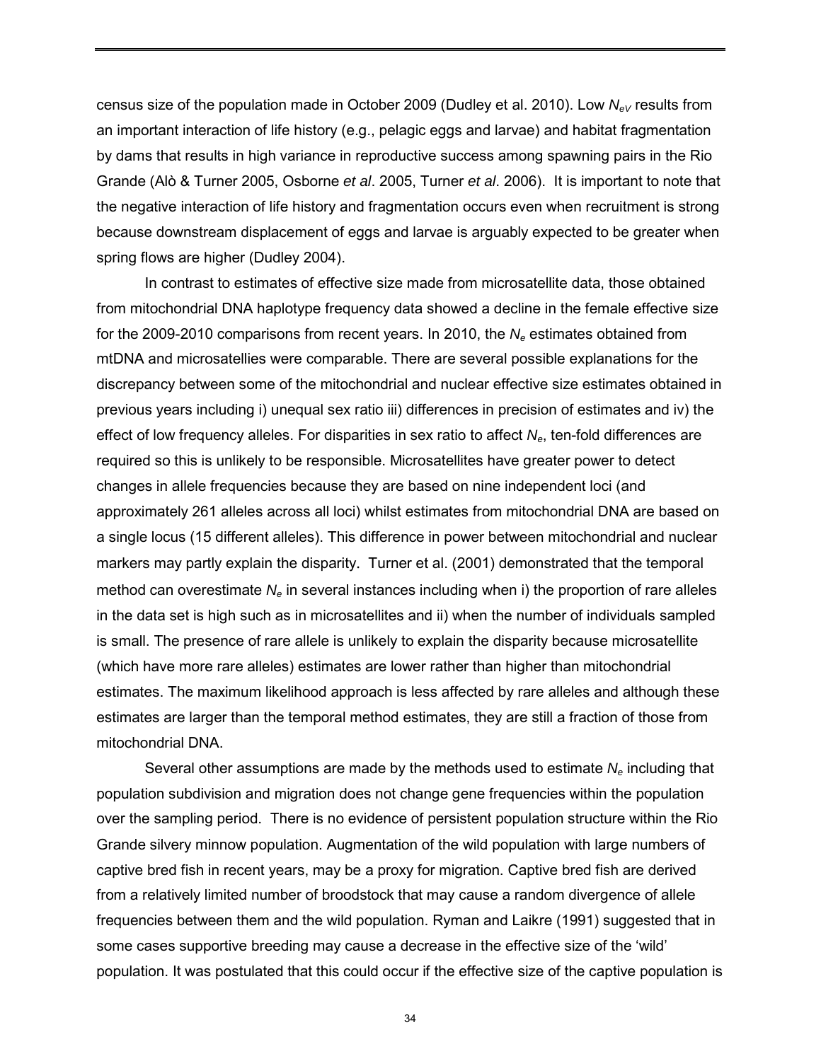census size of the population made in October 2009 (Dudley et al. 2010). Low $N_{eV}$ results from an important interaction of life history (e.g., pelagic eggs and larvae) and habitat fragmentation by dams that results in high variance in reproductive success among spawning pairs in the Rio Grande (Alò & Turner 2005, Osborne *et al*. 2005, Turner *et al*. 2006). It is important to note that the negative interaction of life history and fragmentation occurs even when recruitment is strong because downstream displacement of eggs and larvae is arguably expected to be greater when spring flows are higher (Dudley 2004).

In contrast to estimates of effective size made from microsatellite data, those obtained from mitochondrial DNA haplotype frequency data showed a decline in the female effective size for the 2009-2010 comparisons from recent years. In 2010, the $N_e$ estimates obtained from mtDNA and microsatellies were comparable. There are several possible explanations for the discrepancy between some of the mitochondrial and nuclear effective size estimates obtained in previous years including i) unequal sex ratio iii) differences in precision of estimates and iv) the effect of low frequency alleles. For disparities in sex ratio to affect $N_e$, ten-fold differences are required so this is unlikely to be responsible. Microsatellites have greater power to detect changes in allele frequencies because they are based on nine independent loci (and approximately 261 alleles across all loci) whilst estimates from mitochondrial DNA are based on a single locus (15 different alleles). This difference in power between mitochondrial and nuclear markers may partly explain the disparity. Turner et al. (2001) demonstrated that the temporal method can overestimate $N_e$ in several instances including when i) the proportion of rare alleles in the data set is high such as in microsatellites and ii) when the number of individuals sampled is small. The presence of rare allele is unlikely to explain the disparity because microsatellite (which have more rare alleles) estimates are lower rather than higher than mitochondrial estimates. The maximum likelihood approach is less affected by rare alleles and although these estimates are larger than the temporal method estimates, they are still a fraction of those from mitochondrial DNA.

Several other assumptions are made by the methods used to estimate $N_e$ including that population subdivision and migration does not change gene frequencies within the population over the sampling period. There is no evidence of persistent population structure within the Rio Grande silvery minnow population. Augmentation of the wild population with large numbers of captive bred fish in recent years, may be a proxy for migration. Captive bred fish are derived from a relatively limited number of broodstock that may cause a random divergence of allele frequencies between them and the wild population. Ryman and Laikre (1991) suggested that in some cases supportive breeding may cause a decrease in the effective size of the 'wild' population. It was postulated that this could occur if the effective size of the captive population is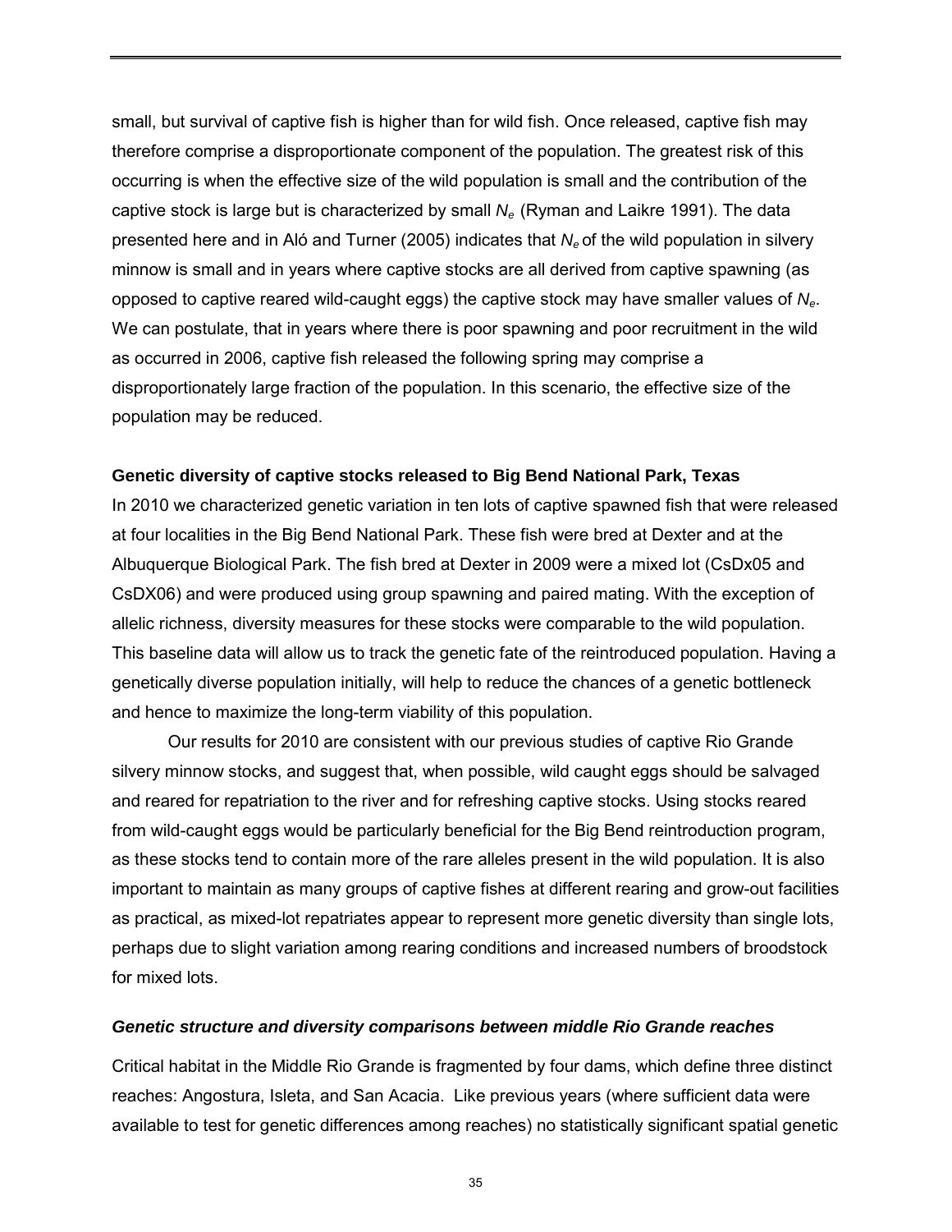small, but survival of captive fish is higher than for wild fish. Once released, captive fish may therefore comprise a disproportionate component of the population. The greatest risk of this occurring is when the effective size of the wild population is small and the contribution of the captive stock is large but is characterized by small $N_e$ (Ryman and Laikre 1991). The data presented here and in Aló and Turner (2005) indicates that $N_e$ of the wild population in silvery minnow is small and in years where captive stocks are all derived from captive spawning (as opposed to captive reared wild-caught eggs) the captive stock may have smaller values of $N_e$. We can postulate, that in years where there is poor spawning and poor recruitment in the wild as occurred in 2006, captive fish released the following spring may comprise a disproportionately large fraction of the population. In this scenario, the effective size of the population may be reduced.

**Genetic diversity of captive stocks released to Big Bend National Park, Texas**

In 2010 we characterized genetic variation in ten lots of captive spawned fish that were released at four localities in the Big Bend National Park. These fish were bred at Dexter and at the Albuquerque Biological Park. The fish bred at Dexter in 2009 were a mixed lot (CsDx05 and CsDX06) and were produced using group spawning and paired mating. With the exception of allelic richness, diversity measures for these stocks were comparable to the wild population. This baseline data will allow us to track the genetic fate of the reintroduced population. Having a genetically diverse population initially, will help to reduce the chances of a genetic bottleneck and hence to maximize the long-term viability of this population.

Our results for 2010 are consistent with our previous studies of captive Rio Grande silvery minnow stocks, and suggest that, when possible, wild caught eggs should be salvaged and reared for repatriation to the river and for refreshing captive stocks. Using stocks reared from wild-caught eggs would be particularly beneficial for the Big Bend reintroduction program, as these stocks tend to contain more of the rare alleles present in the wild population. It is also important to maintain as many groups of captive fishes at different rearing and grow-out facilities as practical, as mixed-lot repatriates appear to represent more genetic diversity than single lots, perhaps due to slight variation among rearing conditions and increased numbers of broodstock for mixed lots.

***Genetic structure and diversity comparisons between middle Rio Grande reaches***

Critical habitat in the Middle Rio Grande is fragmented by four dams, which define three distinct reaches: Angostura, Isleta, and San Acacia. Like previous years (where sufficient data were available to test for genetic differences among reaches) no statistically significant spatial genetic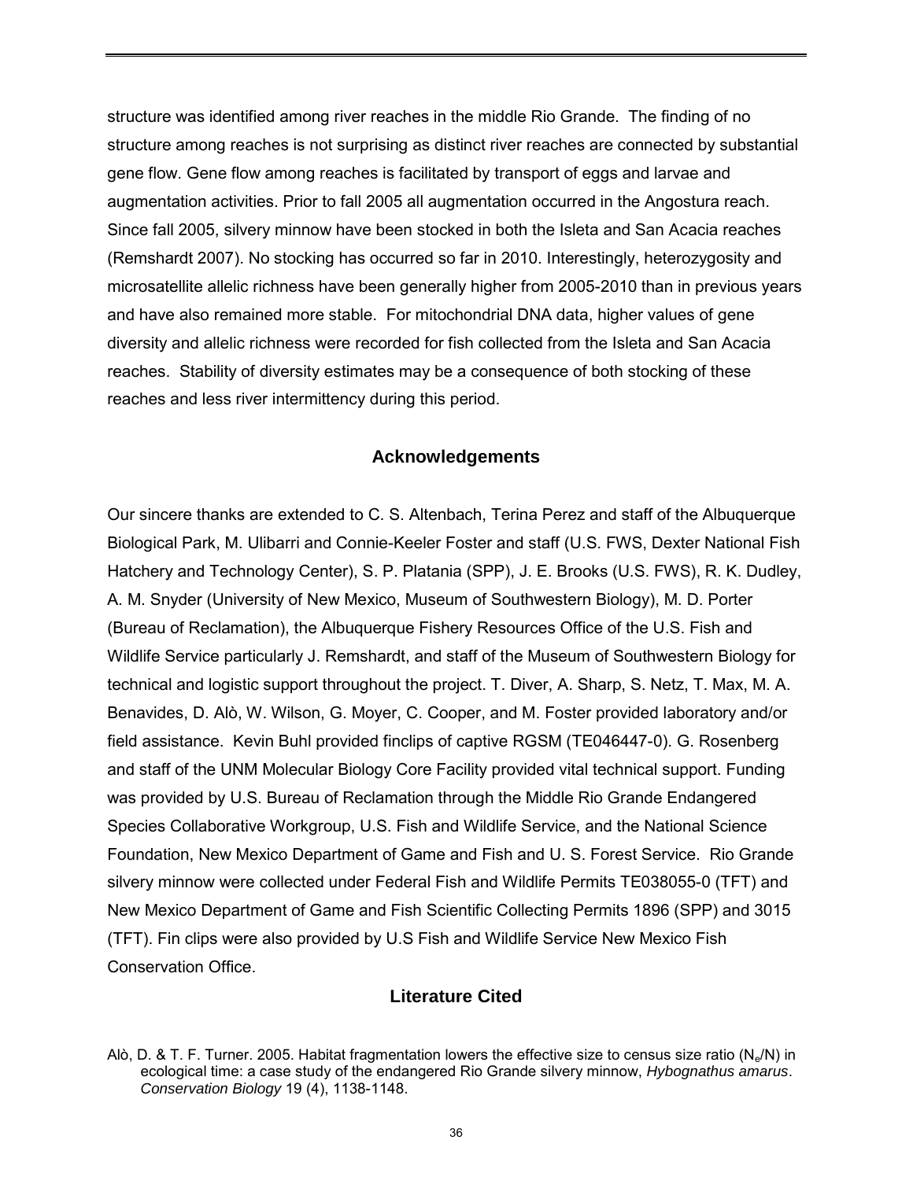structure was identified among river reaches in the middle Rio Grande. The finding of no structure among reaches is not surprising as distinct river reaches are connected by substantial gene flow. Gene flow among reaches is facilitated by transport of eggs and larvae and augmentation activities. Prior to fall 2005 all augmentation occurred in the Angostura reach. Since fall 2005, silvery minnow have been stocked in both the Isleta and San Acacia reaches (Remshardt 2007). No stocking has occurred so far in 2010. Interestingly, heterozygosity and microsatellite allelic richness have been generally higher from 2005-2010 than in previous years and have also remained more stable. For mitochondrial DNA data, higher values of gene diversity and allelic richness were recorded for fish collected from the Isleta and San Acacia reaches. Stability of diversity estimates may be a consequence of both stocking of these reaches and less river intermittency during this period.

## Acknowledgements

Our sincere thanks are extended to C. S. Altenbach, Terina Perez and staff of the Albuquerque Biological Park, M. Ulibarri and Connie-Keeler Foster and staff (U.S. FWS, Dexter National Fish Hatchery and Technology Center), S. P. Platania (SPP), J. E. Brooks (U.S. FWS), R. K. Dudley, A. M. Snyder (University of New Mexico, Museum of Southwestern Biology), M. D. Porter (Bureau of Reclamation), the Albuquerque Fishery Resources Office of the U.S. Fish and Wildlife Service particularly J. Remshardt, and staff of the Museum of Southwestern Biology for technical and logistic support throughout the project. T. Diver, A. Sharp, S. Netz, T. Max, M. A. Benavides, D. Alò, W. Wilson, G. Moyer, C. Cooper, and M. Foster provided laboratory and/or field assistance. Kevin Buhl provided finclips of captive RGSM (TE046447-0). G. Rosenberg and staff of the UNM Molecular Biology Core Facility provided vital technical support. Funding was provided by U.S. Bureau of Reclamation through the Middle Rio Grande Endangered Species Collaborative Workgroup, U.S. Fish and Wildlife Service, and the National Science Foundation, New Mexico Department of Game and Fish and U. S. Forest Service. Rio Grande silvery minnow were collected under Federal Fish and Wildlife Permits TE038055-0 (TFT) and New Mexico Department of Game and Fish Scientific Collecting Permits 1896 (SPP) and 3015 (TFT). Fin clips were also provided by U.S Fish and Wildlife Service New Mexico Fish Conservation Office.

## Literature Cited

Alò, D. & T. F. Turner. 2005. Habitat fragmentation lowers the effective size to census size ratio ($N_e$/N) in ecological time: a case study of the endangered Rio Grande silvery minnow, *Hybognathus amarus*. *Conservation Biology* 19 (4), 1138-1148.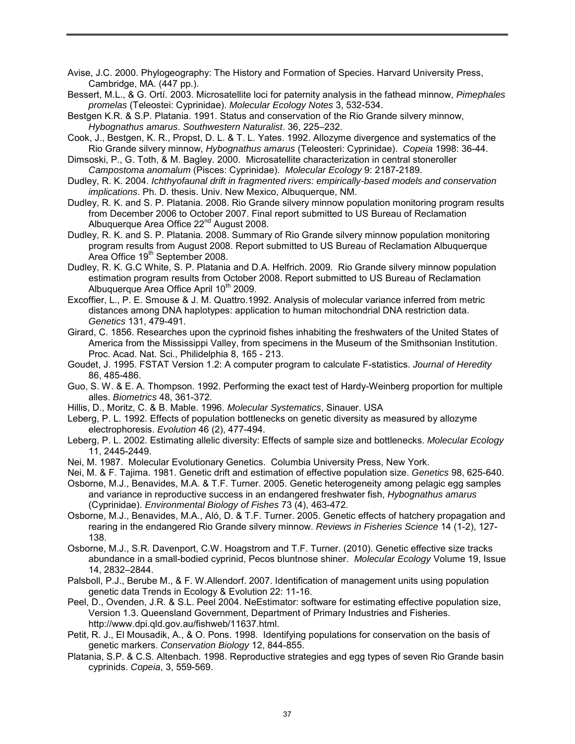Avise, J.C. 2000. Phylogeography: The History and Formation of Species. Harvard University Press, Cambridge, MA. (447 pp.).

Bessert, M.L., & G. Ortí. 2003. Microsatellite loci for paternity analysis in the fathead minnow, *Pimephales promelas* (Teleostei: Cyprinidae). *Molecular Ecology Notes* 3, 532-534.

Bestgen K.R. & S.P. Platania. 1991. Status and conservation of the Rio Grande silvery minnow, *Hybognathus amarus*. *Southwestern Naturalist*. 36, 225–232.

Cook, J., Bestgen, K. R., Propst, D. L. & T. L. Yates. 1992. Allozyme divergence and systematics of the Rio Grande silvery minnow, *Hybognathus amarus* (Teleosteri: Cyprinidae). *Copeia* 1998: 36-44.

Dimsoski, P., G. Toth, & M. Bagley. 2000. Microsatellite characterization in central stoneroller *Campostoma anomalum* (Pisces: Cyprinidae). *Molecular Ecology* 9: 2187-2189.

Dudley, R. K. 2004. *Ichthyofaunal drift in fragmented rivers: empirically-based models and conservation implications*. Ph. D. thesis. Univ. New Mexico, Albuquerque, NM.

Dudley, R. K. and S. P. Platania. 2008. Rio Grande silvery minnow population monitoring program results from December 2006 to October 2007. Final report submitted to US Bureau of Reclamation Albuquerque Area Office 22nd August 2008.

Dudley, R. K. and S. P. Platania. 2008. Summary of Rio Grande silvery minnow population monitoring program results from August 2008. Report submitted to US Bureau of Reclamation Albuquerque Area Office 19th September 2008.

Dudley, R. K. G.C White, S. P. Platania and D.A. Helfrich. 2009. Rio Grande silvery minnow population estimation program results from October 2008. Report submitted to US Bureau of Reclamation Albuquerque Area Office April 10th 2009.

Excoffier, L., P. E. Smouse & J. M. Quattro.1992. Analysis of molecular variance inferred from metric distances among DNA haplotypes: application to human mitochondrial DNA restriction data. *Genetics* 131, 479-491.

Girard, C. 1856. Researches upon the cyprinoid fishes inhabiting the freshwaters of the United States of America from the Mississippi Valley, from specimens in the Museum of the Smithsonian Institution. Proc. Acad. Nat. Sci., Philidelphia 8, 165 - 213.

Goudet, J. 1995. FSTAT Version 1.2: A computer program to calculate F-statistics. *Journal of Heredity* 86, 485-486.

Guo, S. W. & E. A. Thompson. 1992. Performing the exact test of Hardy-Weinberg proportion for multiple alles. *Biometrics* 48, 361-372.

Hillis, D., Moritz, C. & B. Mable. 1996. *Molecular Systematics*, Sinauer. USA

Leberg, P. L. 1992. Effects of population bottlenecks on genetic diversity as measured by allozyme electrophoresis. *Evolution* 46 (2), 477-494.

Leberg, P. L. 2002. Estimating allelic diversity: Effects of sample size and bottlenecks. *Molecular Ecology* 11, 2445-2449.

Nei, M. 1987. Molecular Evolutionary Genetics. Columbia University Press, New York.

Nei, M. & F. Tajima. 1981. Genetic drift and estimation of effective population size. *Genetics* 98, 625-640.

Osborne, M.J., Benavides, M.A. & T.F. Turner. 2005. Genetic heterogeneity among pelagic egg samples and variance in reproductive success in an endangered freshwater fish, *Hybognathus amarus* (Cyprinidae). *Environmental Biology of Fishes* 73 (4), 463-472.

Osborne, M.J., Benavides, M.A., Aló, D. & T.F. Turner. 2005. Genetic effects of hatchery propagation and rearing in the endangered Rio Grande silvery minnow. *Reviews in Fisheries Science* 14 (1-2), 127-138.

Osborne, M.J., S.R. Davenport, C.W. Hoagstrom and T.F. Turner. (2010). Genetic effective size tracks abundance in a small-bodied cyprinid, Pecos bluntnose shiner. *Molecular Ecology* Volume 19, Issue 14, 2832–2844.

Palsboll, P.J., Berube M., & F. W.Allendorf. 2007. Identification of management units using population genetic data Trends in Ecology & Evolution 22: 11-16.

Peel, D., Ovenden, J.R. & S.L. Peel 2004. NeEstimator: software for estimating effective population size, Version 1.3. Queensland Government, Department of Primary Industries and Fisheries. http://www.dpi.qld.gov.au/fishweb/11637.html.

Petit, R. J., El Mousadik, A., & O. Pons. 1998. Identifying populations for conservation on the basis of genetic markers. *Conservation Biology* 12, 844-855.

Platania, S.P. & C.S. Altenbach. 1998. Reproductive strategies and egg types of seven Rio Grande basin cyprinids. *Copeia*, 3, 559-569.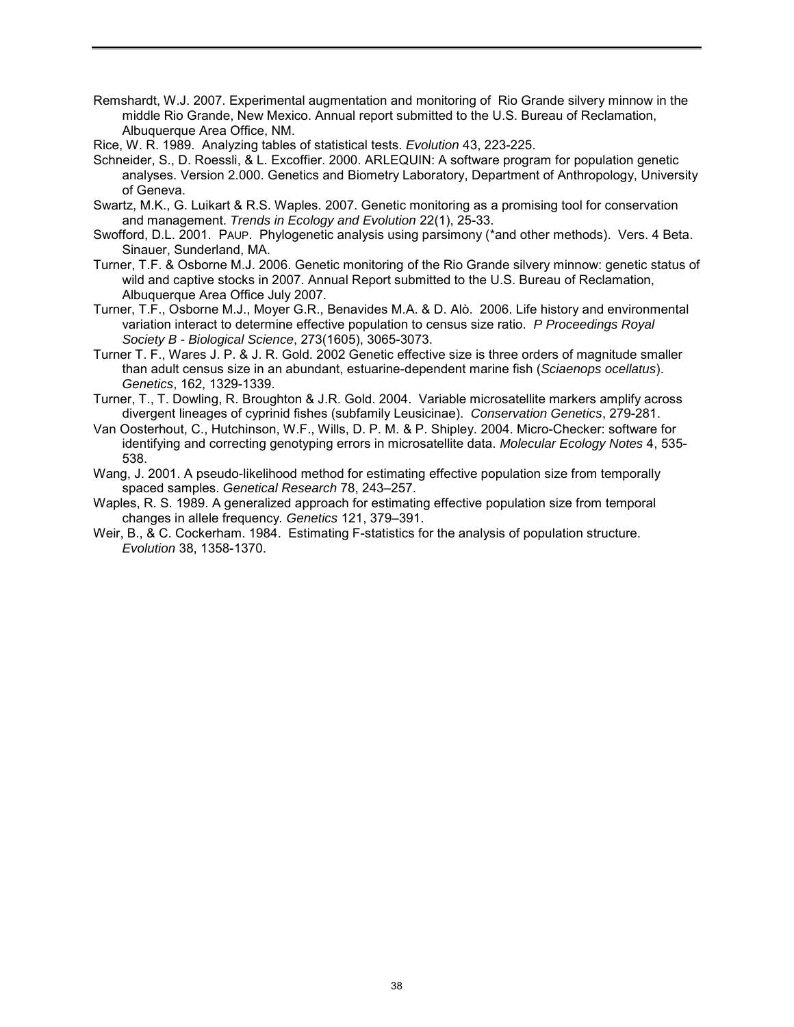Remshardt, W.J. 2007. Experimental augmentation and monitoring of Rio Grande silvery minnow in the middle Rio Grande, New Mexico. Annual report submitted to the U.S. Bureau of Reclamation, Albuquerque Area Office, NM.

Rice, W. R. 1989. Analyzing tables of statistical tests. *Evolution* 43, 223-225.

Schneider, S., D. Roessli, & L. Excoffier. 2000. ARLEQUIN: A software program for population genetic analyses. Version 2.000. Genetics and Biometry Laboratory, Department of Anthropology, University of Geneva.

Swartz, M.K., G. Luikart & R.S. Waples. 2007. Genetic monitoring as a promising tool for conservation and management. *Trends in Ecology and Evolution* 22(1), 25-33.

Swofford, D.L. 2001. PAUP. Phylogenetic analysis using parsimony (*and other methods). Vers. 4 Beta. Sinauer, Sunderland, MA.

Turner, T.F. & Osborne M.J. 2006. Genetic monitoring of the Rio Grande silvery minnow: genetic status of wild and captive stocks in 2007. Annual Report submitted to the U.S. Bureau of Reclamation, Albuquerque Area Office July 2007.

Turner, T.F., Osborne M.J., Moyer G.R., Benavides M.A. & D. Alò. 2006. Life history and environmental variation interact to determine effective population to census size ratio. *P Proceedings Royal Society B - Biological Science*, 273(1605), 3065-3073.

Turner T. F., Wares J. P. & J. R. Gold. 2002 Genetic effective size is three orders of magnitude smaller than adult census size in an abundant, estuarine-dependent marine fish (*Sciaenops ocellatus*). *Genetics*, 162, 1329-1339.

Turner, T., T. Dowling, R. Broughton & J.R. Gold. 2004. Variable microsatellite markers amplify across divergent lineages of cyprinid fishes (subfamily Leusicinae). *Conservation Genetics*, 279-281.

Van Oosterhout, C., Hutchinson, W.F., Wills, D. P. M. & P. Shipley. 2004. Micro-Checker: software for identifying and correcting genotyping errors in microsatellite data. *Molecular Ecology Notes* 4, 535-538.

Wang, J. 2001. A pseudo-likelihood method for estimating effective population size from temporally spaced samples. *Genetical Research* 78, 243–257.

Waples, R. S. 1989. A generalized approach for estimating effective population size from temporal changes in allele frequency. *Genetics* 121, 379–391.

Weir, B., & C. Cockerham. 1984. Estimating F-statistics for the analysis of population structure. *Evolution* 38, 1358-1370.